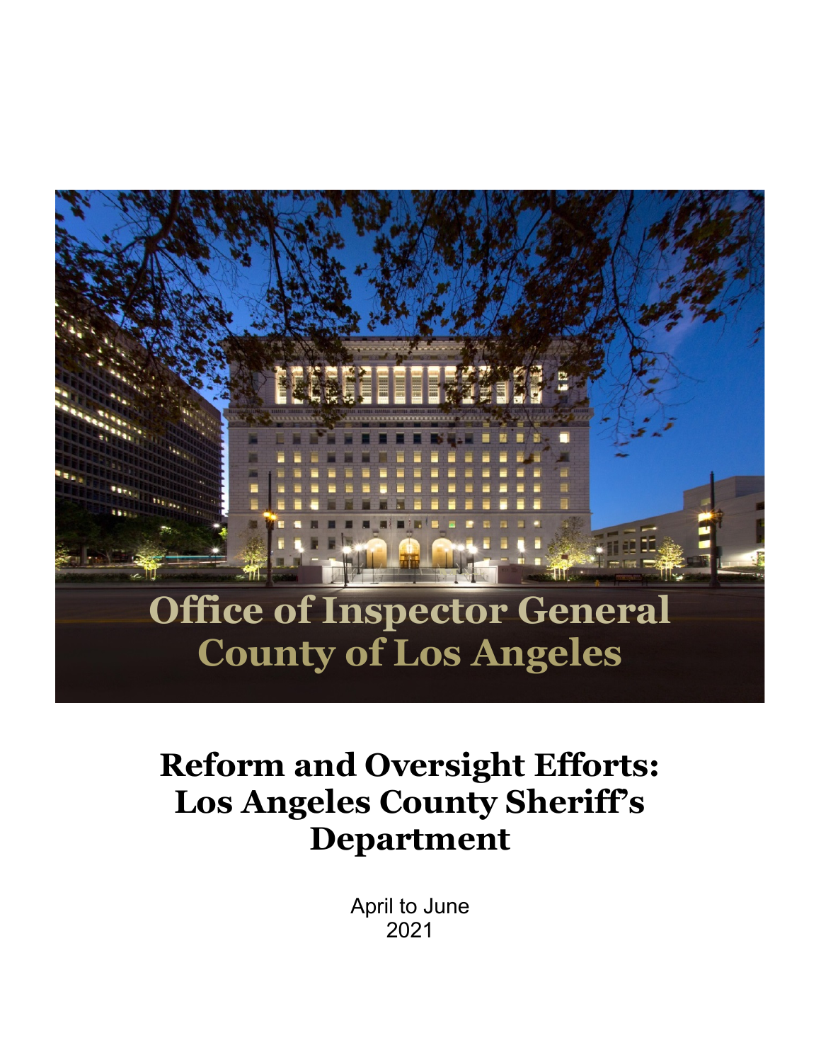# Office of Inspector General County of Los Angeles

# Reform and Oversight Efforts: Los Angeles County Sheriff's Department

April to June
2021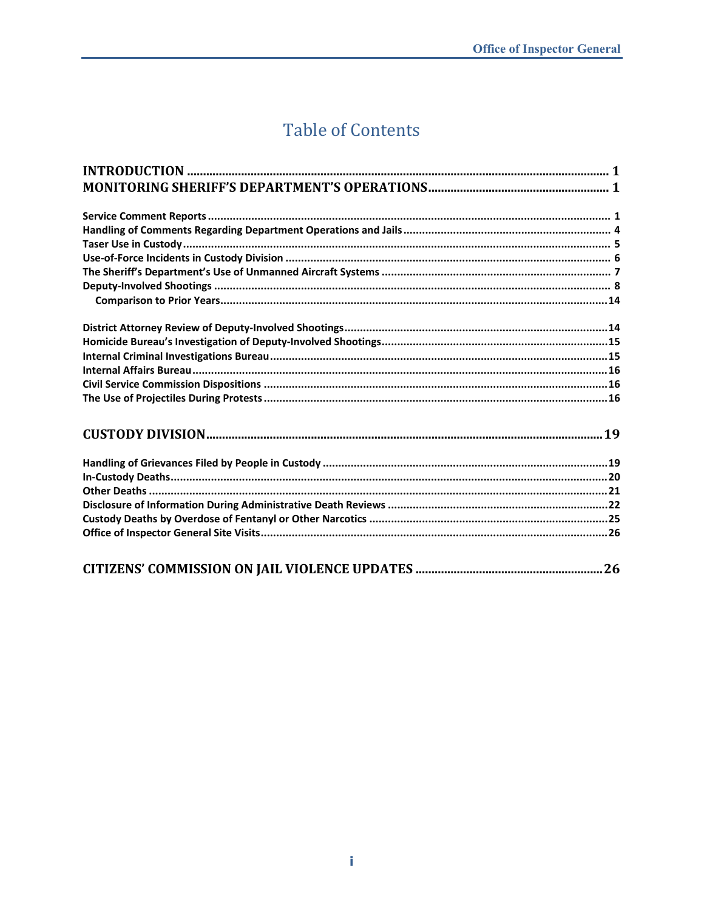# Table of Contents

**INTRODUCTION** .................................................. **1**
**MONITORING SHERIFF'S DEPARTMENT'S OPERATIONS** .................................................. **1**

**Service Comment Reports** .................................................. **1**
**Handling of Comments Regarding Department Operations and Jails** .................................................. **4**
**Taser Use in Custody** .................................................. **5**
**Use-of-Force Incidents in Custody Division** .................................................. **6**
**The Sheriff's Department's Use of Unmanned Aircraft Systems** .................................................. **7**
**Deputy-Involved Shootings** .................................................. **8**
  **Comparison to Prior Years** .................................................. **14**

**District Attorney Review of Deputy-Involved Shootings** .................................................. **14**
**Homicide Bureau's Investigation of Deputy-Involved Shootings** .................................................. **15**
**Internal Criminal Investigations Bureau** .................................................. **15**
**Internal Affairs Bureau** .................................................. **16**
**Civil Service Commission Dispositions** .................................................. **16**
**The Use of Projectiles During Protests** .................................................. **16**

**CUSTODY DIVISION** .................................................. **19**

**Handling of Grievances Filed by People in Custody** .................................................. **19**
**In-Custody Deaths** .................................................. **20**
**Other Deaths** .................................................. **21**
**Disclosure of Information During Administrative Death Reviews** .................................................. **22**
**Custody Deaths by Overdose of Fentanyl or Other Narcotics** .................................................. **25**
**Office of Inspector General Site Visits** .................................................. **26**

**CITIZENS' COMMISSION ON JAIL VIOLENCE UPDATES** .................................................. **26**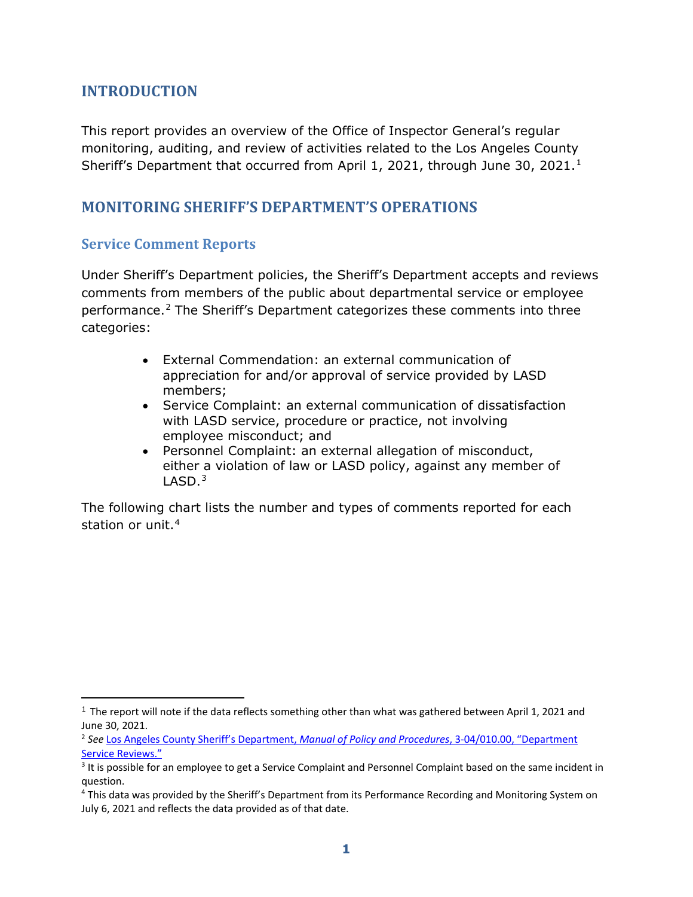## INTRODUCTION

This report provides an overview of the Office of Inspector General's regular monitoring, auditing, and review of activities related to the Los Angeles County Sheriff's Department that occurred from April 1, 2021, through June 30, 2021.[1]

## MONITORING SHERIFF'S DEPARTMENT'S OPERATIONS

### Service Comment Reports

Under Sheriff's Department policies, the Sheriff's Department accepts and reviews comments from members of the public about departmental service or employee performance.[2] The Sheriff's Department categorizes these comments into three categories:

- External Commendation: an external communication of appreciation for and/or approval of service provided by LASD members;
- Service Complaint: an external communication of dissatisfaction with LASD service, procedure or practice, not involving employee misconduct; and
- Personnel Complaint: an external allegation of misconduct, either a violation of law or LASD policy, against any member of LASD.[3]

The following chart lists the number and types of comments reported for each station or unit.[4]

---

[1] The report will note if the data reflects something other than what was gathered between April 1, 2021 and June 30, 2021.

[2] *See* Los Angeles County Sheriff's Department, *Manual of Policy and Procedures*, 3-04/010.00, "Department Service Reviews."

[3] It is possible for an employee to get a Service Complaint and Personnel Complaint based on the same incident in question.

[4] This data was provided by the Sheriff's Department from its Performance Recording and Monitoring System on July 6, 2021 and reflects the data provided as of that date.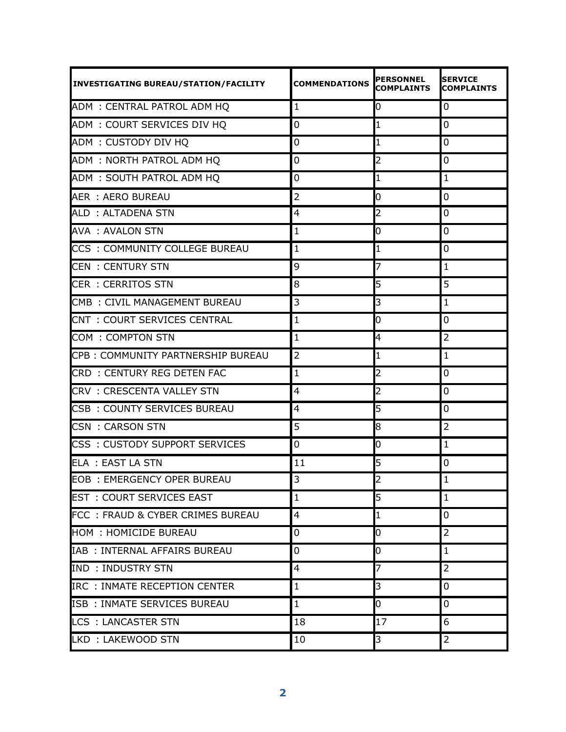| INVESTIGATING BUREAU/STATION/FACILITY | COMMENDATIONS | PERSONNEL COMPLAINTS | SERVICE COMPLAINTS |
|---|---|---|---|
| ADM : CENTRAL PATROL ADM HQ | 1 | 0 | 0 |
| ADM : COURT SERVICES DIV HQ | 0 | 1 | 0 |
| ADM : CUSTODY DIV HQ | 0 | 1 | 0 |
| ADM : NORTH PATROL ADM HQ | 0 | 2 | 0 |
| ADM : SOUTH PATROL ADM HQ | 0 | 1 | 1 |
| AER : AERO BUREAU | 2 | 0 | 0 |
| ALD : ALTADENA STN | 4 | 2 | 0 |
| AVA : AVALON STN | 1 | 0 | 0 |
| CCS : COMMUNITY COLLEGE BUREAU | 1 | 1 | 0 |
| CEN : CENTURY STN | 9 | 7 | 1 |
| CER : CERRITOS STN | 8 | 5 | 5 |
| CMB : CIVIL MANAGEMENT BUREAU | 3 | 3 | 1 |
| CNT : COURT SERVICES CENTRAL | 1 | 0 | 0 |
| COM : COMPTON STN | 1 | 4 | 2 |
| CPB : COMMUNITY PARTNERSHIP BUREAU | 2 | 1 | 1 |
| CRD : CENTURY REG DETEN FAC | 1 | 2 | 0 |
| CRV : CRESCENTA VALLEY STN | 4 | 2 | 0 |
| CSB : COUNTY SERVICES BUREAU | 4 | 5 | 0 |
| CSN : CARSON STN | 5 | 8 | 2 |
| CSS : CUSTODY SUPPORT SERVICES | 0 | 0 | 1 |
| ELA : EAST LA STN | 11 | 5 | 0 |
| EOB : EMERGENCY OPER BUREAU | 3 | 2 | 1 |
| EST : COURT SERVICES EAST | 1 | 5 | 1 |
| FCC : FRAUD & CYBER CRIMES BUREAU | 4 | 1 | 0 |
| HOM : HOMICIDE BUREAU | 0 | 0 | 2 |
| IAB : INTERNAL AFFAIRS BUREAU | 0 | 0 | 1 |
| IND : INDUSTRY STN | 4 | 7 | 2 |
| IRC : INMATE RECEPTION CENTER | 1 | 3 | 0 |
| ISB : INMATE SERVICES BUREAU | 1 | 0 | 0 |
| LCS : LANCASTER STN | 18 | 17 | 6 |
| LKD : LAKEWOOD STN | 10 | 3 | 2 |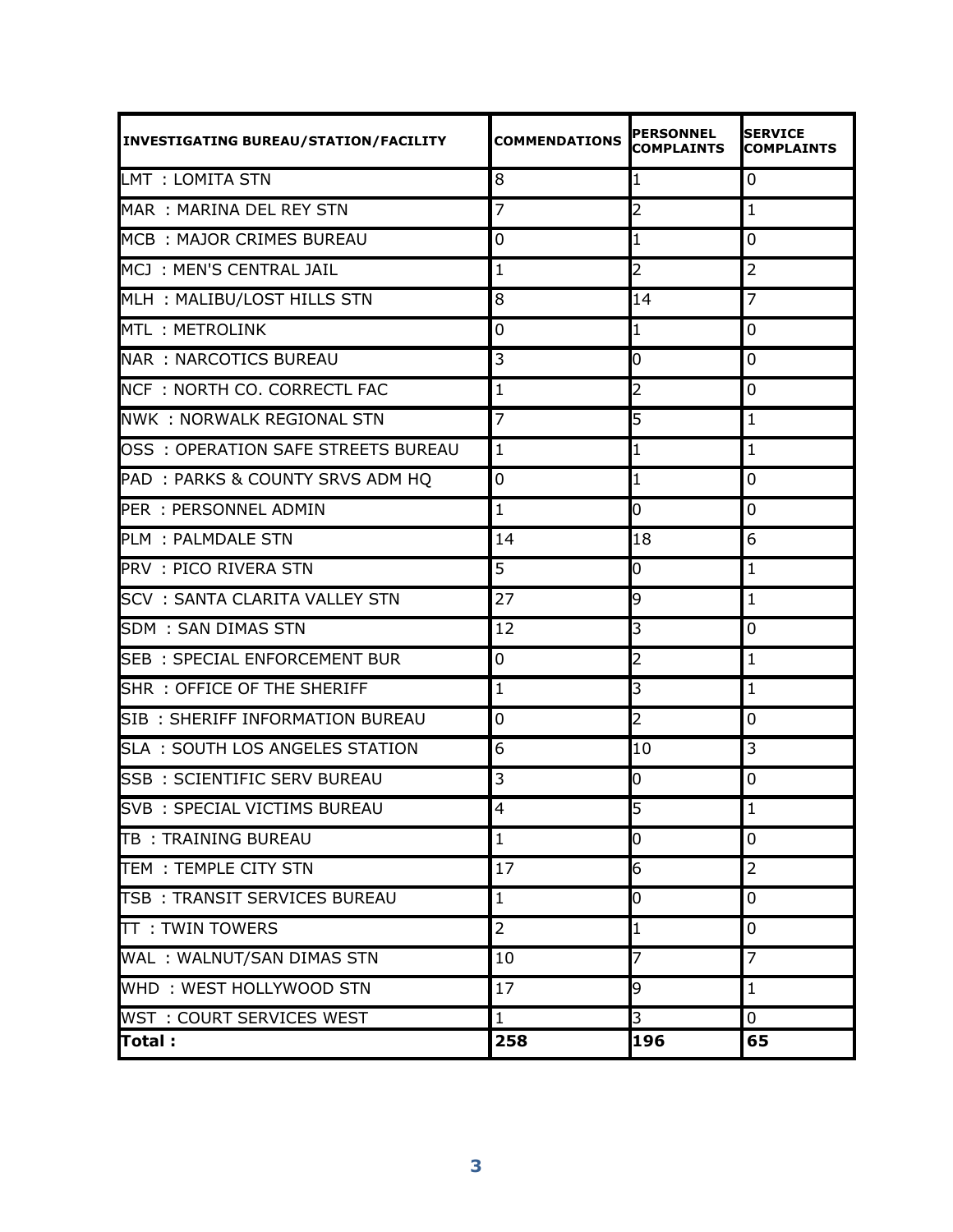| INVESTIGATING BUREAU/STATION/FACILITY | COMMENDATIONS | PERSONNEL COMPLAINTS | SERVICE COMPLAINTS |
|---|---|---|---|
| LMT : LOMITA STN | 8 | 1 | 0 |
| MAR : MARINA DEL REY STN | 7 | 2 | 1 |
| MCB : MAJOR CRIMES BUREAU | 0 | 1 | 0 |
| MCJ : MEN'S CENTRAL JAIL | 1 | 2 | 2 |
| MLH : MALIBU/LOST HILLS STN | 8 | 14 | 7 |
| MTL : METROLINK | 0 | 1 | 0 |
| NAR : NARCOTICS BUREAU | 3 | 0 | 0 |
| NCF : NORTH CO. CORRECTL FAC | 1 | 2 | 0 |
| NWK : NORWALK REGIONAL STN | 7 | 5 | 1 |
| OSS : OPERATION SAFE STREETS BUREAU | 1 | 1 | 1 |
| PAD : PARKS & COUNTY SRVS ADM HQ | 0 | 1 | 0 |
| PER : PERSONNEL ADMIN | 1 | 0 | 0 |
| PLM : PALMDALE STN | 14 | 18 | 6 |
| PRV : PICO RIVERA STN | 5 | 0 | 1 |
| SCV : SANTA CLARITA VALLEY STN | 27 | 9 | 1 |
| SDM : SAN DIMAS STN | 12 | 3 | 0 |
| SEB : SPECIAL ENFORCEMENT BUR | 0 | 2 | 1 |
| SHR : OFFICE OF THE SHERIFF | 1 | 3 | 1 |
| SIB : SHERIFF INFORMATION BUREAU | 0 | 2 | 0 |
| SLA : SOUTH LOS ANGELES STATION | 6 | 10 | 3 |
| SSB : SCIENTIFIC SERV BUREAU | 3 | 0 | 0 |
| SVB : SPECIAL VICTIMS BUREAU | 4 | 5 | 1 |
| TB : TRAINING BUREAU | 1 | 0 | 0 |
| TEM : TEMPLE CITY STN | 17 | 6 | 2 |
| TSB : TRANSIT SERVICES BUREAU | 1 | 0 | 0 |
| TT : TWIN TOWERS | 2 | 1 | 0 |
| WAL : WALNUT/SAN DIMAS STN | 10 | 7 | 7 |
| WHD : WEST HOLLYWOOD STN | 17 | 9 | 1 |
| WST : COURT SERVICES WEST | 1 | 3 | 0 |
| **Total :** | **258** | **196** | **65** |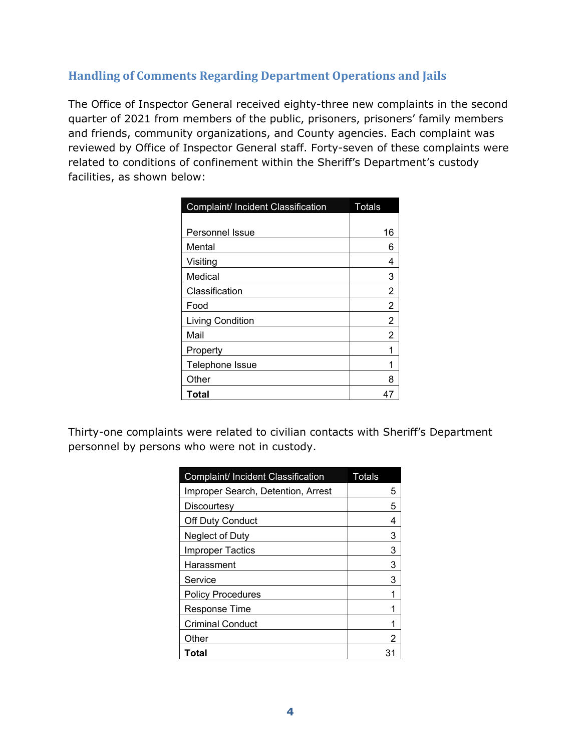## Handling of Comments Regarding Department Operations and Jails

The Office of Inspector General received eighty-three new complaints in the second quarter of 2021 from members of the public, prisoners, prisoners' family members and friends, community organizations, and County agencies. Each complaint was reviewed by Office of Inspector General staff. Forty-seven of these complaints were related to conditions of confinement within the Sheriff's Department's custody facilities, as shown below:

| Complaint/ Incident Classification | Totals |
|---|---|
| Personnel Issue | 16 |
| Mental | 6 |
| Visiting | 4 |
| Medical | 3 |
| Classification | 2 |
| Food | 2 |
| Living Condition | 2 |
| Mail | 2 |
| Property | 1 |
| Telephone Issue | 1 |
| Other | 8 |
| **Total** | 47 |

Thirty-one complaints were related to civilian contacts with Sheriff's Department personnel by persons who were not in custody.

| Complaint/ Incident Classification | Totals |
|---|---|
| Improper Search, Detention, Arrest | 5 |
| Discourtesy | 5 |
| Off Duty Conduct | 4 |
| Neglect of Duty | 3 |
| Improper Tactics | 3 |
| Harassment | 3 |
| Service | 3 |
| Policy Procedures | 1 |
| Response Time | 1 |
| Criminal Conduct | 1 |
| Other | 2 |
| **Total** | 31 |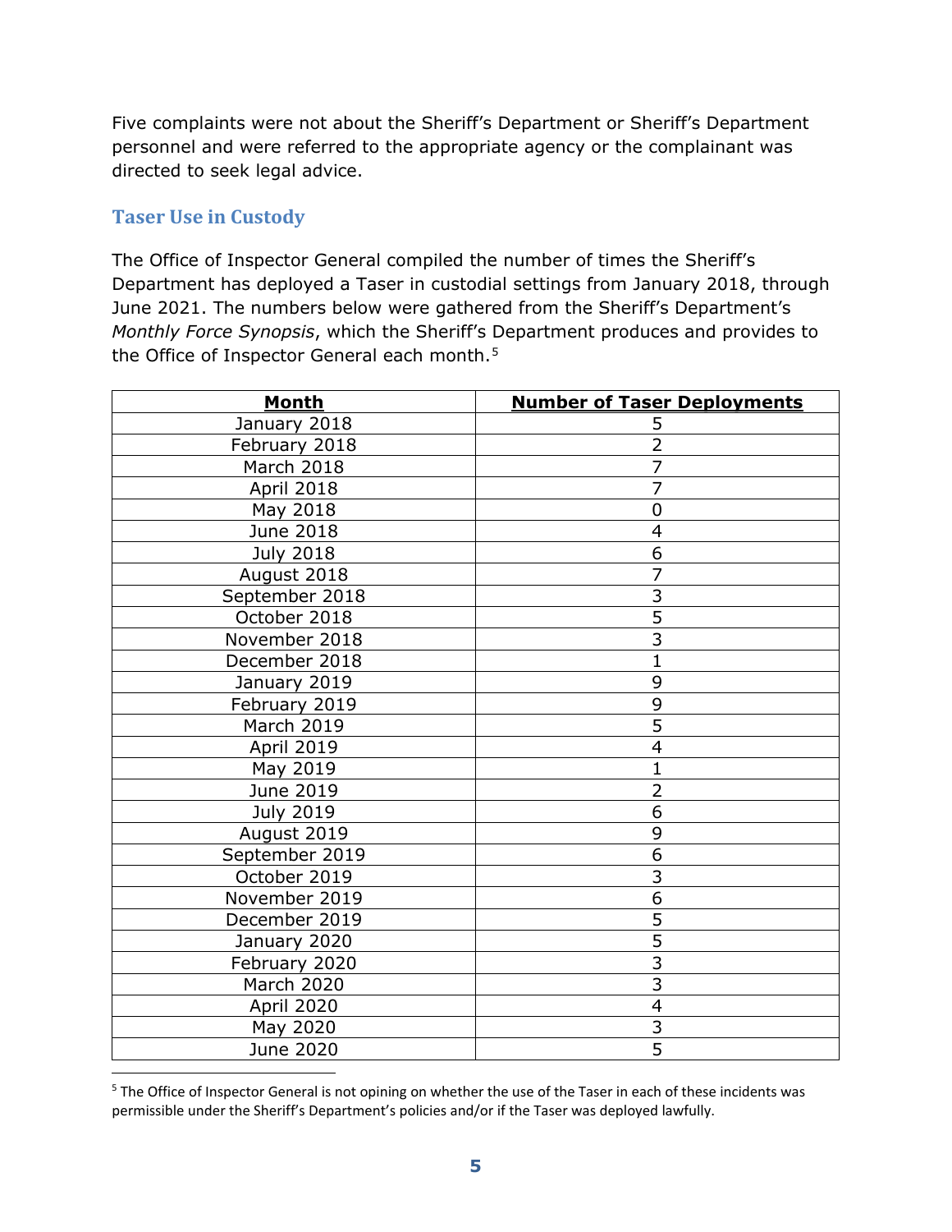Five complaints were not about the Sheriff's Department or Sheriff's Department personnel and were referred to the appropriate agency or the complainant was directed to seek legal advice.

## Taser Use in Custody

The Office of Inspector General compiled the number of times the Sheriff's Department has deployed a Taser in custodial settings from January 2018, through June 2021. The numbers below were gathered from the Sheriff's Department's *Monthly Force Synopsis*, which the Sheriff's Department produces and provides to the Office of Inspector General each month.[5]

| Month | Number of Taser Deployments |
|---|---|
| January 2018 | 5 |
| February 2018 | 2 |
| March 2018 | 7 |
| April 2018 | 7 |
| May 2018 | 0 |
| June 2018 | 4 |
| July 2018 | 6 |
| August 2018 | 7 |
| September 2018 | 3 |
| October 2018 | 5 |
| November 2018 | 3 |
| December 2018 | 1 |
| January 2019 | 9 |
| February 2019 | 9 |
| March 2019 | 5 |
| April 2019 | 4 |
| May 2019 | 1 |
| June 2019 | 2 |
| July 2019 | 6 |
| August 2019 | 9 |
| September 2019 | 6 |
| October 2019 | 3 |
| November 2019 | 6 |
| December 2019 | 5 |
| January 2020 | 5 |
| February 2020 | 3 |
| March 2020 | 3 |
| April 2020 | 4 |
| May 2020 | 3 |
| June 2020 | 5 |

[5] The Office of Inspector General is not opining on whether the use of the Taser in each of these incidents was permissible under the Sheriff's Department's policies and/or if the Taser was deployed lawfully.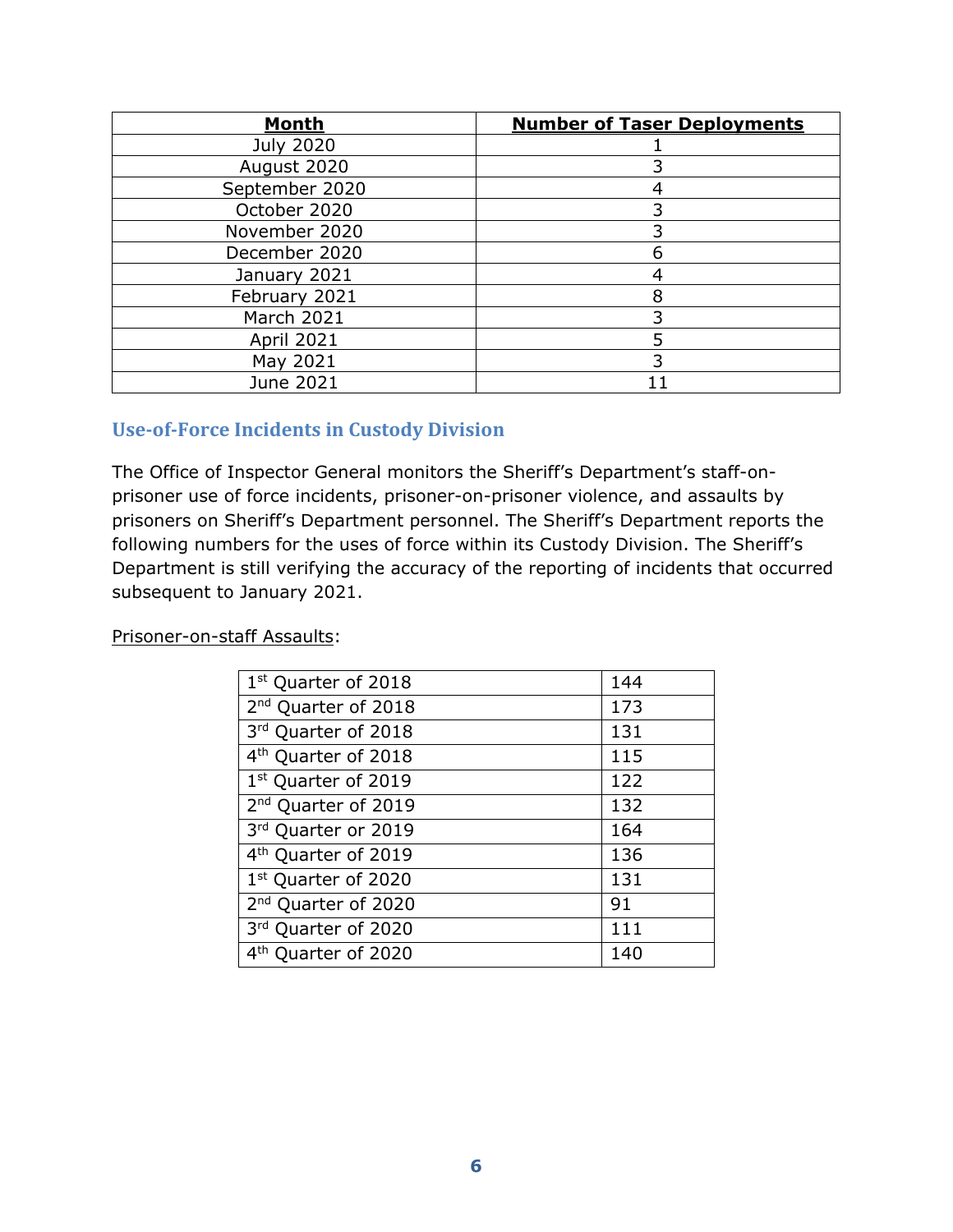| **Month** | **Number of Taser Deployments** |
|---|---|
| July 2020 | 1 |
| August 2020 | 3 |
| September 2020 | 4 |
| October 2020 | 3 |
| November 2020 | 3 |
| December 2020 | 6 |
| January 2021 | 4 |
| February 2021 | 8 |
| March 2021 | 3 |
| April 2021 | 5 |
| May 2021 | 3 |
| June 2021 | 11 |

## Use-of-Force Incidents in Custody Division

The Office of Inspector General monitors the Sheriff's Department's staff-on-prisoner use of force incidents, prisoner-on-prisoner violence, and assaults by prisoners on Sheriff's Department personnel. The Sheriff's Department reports the following numbers for the uses of force within its Custody Division. The Sheriff's Department is still verifying the accuracy of the reporting of incidents that occurred subsequent to January 2021.

Prisoner-on-staff Assaults:

| | |
|---|---|
| 1st Quarter of 2018 | 144 |
| 2nd Quarter of 2018 | 173 |
| 3rd Quarter of 2018 | 131 |
| 4th Quarter of 2018 | 115 |
| 1st Quarter of 2019 | 122 |
| 2nd Quarter of 2019 | 132 |
| 3rd Quarter or 2019 | 164 |
| 4th Quarter of 2019 | 136 |
| 1st Quarter of 2020 | 131 |
| 2nd Quarter of 2020 | 91 |
| 3rd Quarter of 2020 | 111 |
| 4th Quarter of 2020 | 140 |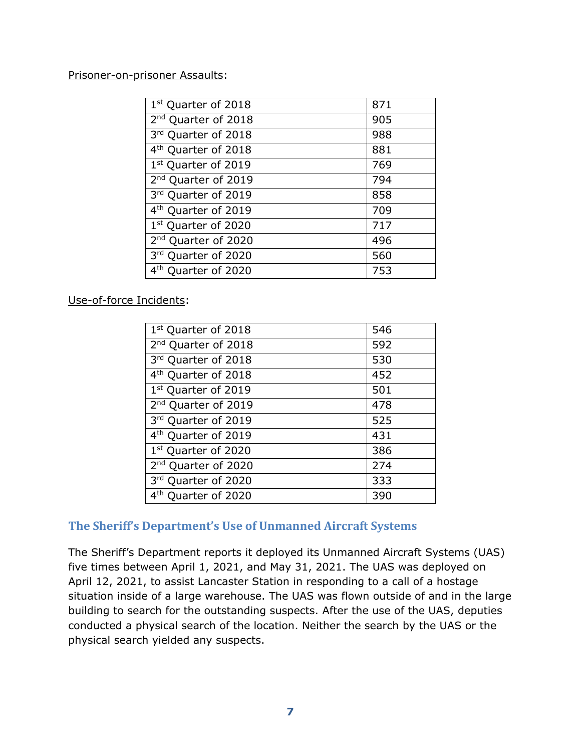Prisoner-on-prisoner Assaults:

| | |
|---|---|
| 1st Quarter of 2018 | 871 |
| 2nd Quarter of 2018 | 905 |
| 3rd Quarter of 2018 | 988 |
| 4th Quarter of 2018 | 881 |
| 1st Quarter of 2019 | 769 |
| 2nd Quarter of 2019 | 794 |
| 3rd Quarter of 2019 | 858 |
| 4th Quarter of 2019 | 709 |
| 1st Quarter of 2020 | 717 |
| 2nd Quarter of 2020 | 496 |
| 3rd Quarter of 2020 | 560 |
| 4th Quarter of 2020 | 753 |

Use-of-force Incidents:

| | |
|---|---|
| 1st Quarter of 2018 | 546 |
| 2nd Quarter of 2018 | 592 |
| 3rd Quarter of 2018 | 530 |
| 4th Quarter of 2018 | 452 |
| 1st Quarter of 2019 | 501 |
| 2nd Quarter of 2019 | 478 |
| 3rd Quarter of 2019 | 525 |
| 4th Quarter of 2019 | 431 |
| 1st Quarter of 2020 | 386 |
| 2nd Quarter of 2020 | 274 |
| 3rd Quarter of 2020 | 333 |
| 4th Quarter of 2020 | 390 |

## The Sheriff's Department's Use of Unmanned Aircraft Systems

The Sheriff's Department reports it deployed its Unmanned Aircraft Systems (UAS) five times between April 1, 2021, and May 31, 2021. The UAS was deployed on April 12, 2021, to assist Lancaster Station in responding to a call of a hostage situation inside of a large warehouse. The UAS was flown outside of and in the large building to search for the outstanding suspects. After the use of the UAS, deputies conducted a physical search of the location. Neither the search by the UAS or the physical search yielded any suspects.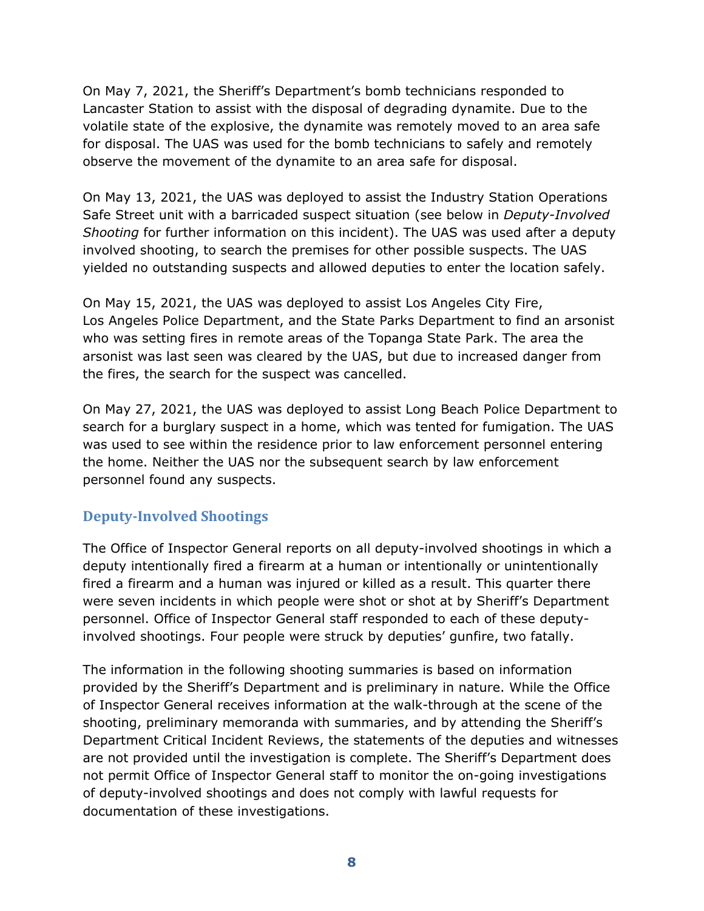On May 7, 2021, the Sheriff's Department's bomb technicians responded to Lancaster Station to assist with the disposal of degrading dynamite. Due to the volatile state of the explosive, the dynamite was remotely moved to an area safe for disposal. The UAS was used for the bomb technicians to safely and remotely observe the movement of the dynamite to an area safe for disposal.

On May 13, 2021, the UAS was deployed to assist the Industry Station Operations Safe Street unit with a barricaded suspect situation (see below in *Deputy-Involved Shooting* for further information on this incident). The UAS was used after a deputy involved shooting, to search the premises for other possible suspects. The UAS yielded no outstanding suspects and allowed deputies to enter the location safely.

On May 15, 2021, the UAS was deployed to assist Los Angeles City Fire, Los Angeles Police Department, and the State Parks Department to find an arsonist who was setting fires in remote areas of the Topanga State Park. The area the arsonist was last seen was cleared by the UAS, but due to increased danger from the fires, the search for the suspect was cancelled.

On May 27, 2021, the UAS was deployed to assist Long Beach Police Department to search for a burglary suspect in a home, which was tented for fumigation. The UAS was used to see within the residence prior to law enforcement personnel entering the home. Neither the UAS nor the subsequent search by law enforcement personnel found any suspects.

## Deputy-Involved Shootings

The Office of Inspector General reports on all deputy-involved shootings in which a deputy intentionally fired a firearm at a human or intentionally or unintentionally fired a firearm and a human was injured or killed as a result. This quarter there were seven incidents in which people were shot or shot at by Sheriff's Department personnel. Office of Inspector General staff responded to each of these deputy-involved shootings. Four people were struck by deputies' gunfire, two fatally.

The information in the following shooting summaries is based on information provided by the Sheriff's Department and is preliminary in nature. While the Office of Inspector General receives information at the walk-through at the scene of the shooting, preliminary memoranda with summaries, and by attending the Sheriff's Department Critical Incident Reviews, the statements of the deputies and witnesses are not provided until the investigation is complete. The Sheriff's Department does not permit Office of Inspector General staff to monitor the on-going investigations of deputy-involved shootings and does not comply with lawful requests for documentation of these investigations.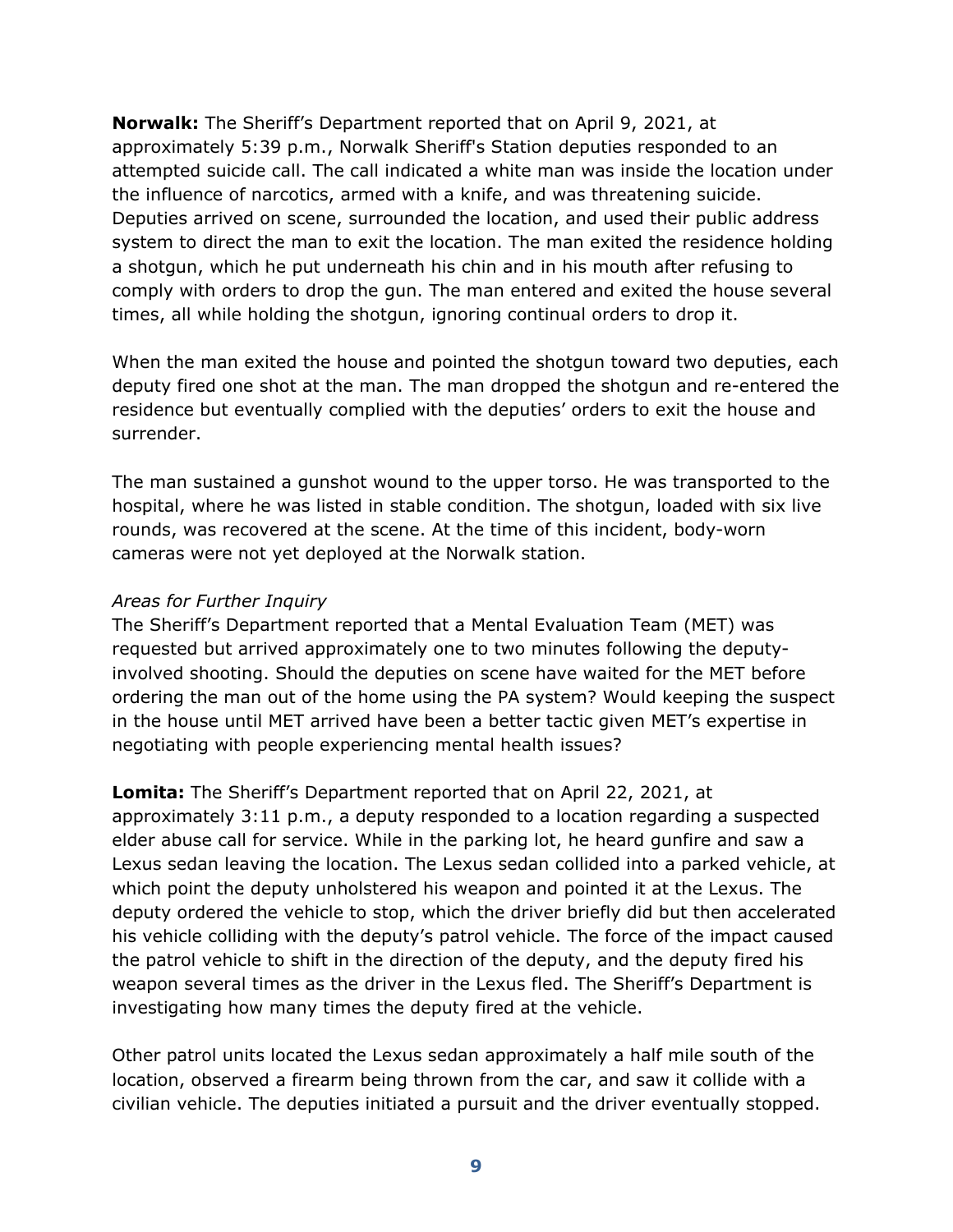**Norwalk:** The Sheriff's Department reported that on April 9, 2021, at approximately 5:39 p.m., Norwalk Sheriff's Station deputies responded to an attempted suicide call. The call indicated a white man was inside the location under the influence of narcotics, armed with a knife, and was threatening suicide. Deputies arrived on scene, surrounded the location, and used their public address system to direct the man to exit the location. The man exited the residence holding a shotgun, which he put underneath his chin and in his mouth after refusing to comply with orders to drop the gun. The man entered and exited the house several times, all while holding the shotgun, ignoring continual orders to drop it.

When the man exited the house and pointed the shotgun toward two deputies, each deputy fired one shot at the man. The man dropped the shotgun and re-entered the residence but eventually complied with the deputies' orders to exit the house and surrender.

The man sustained a gunshot wound to the upper torso. He was transported to the hospital, where he was listed in stable condition. The shotgun, loaded with six live rounds, was recovered at the scene. At the time of this incident, body-worn cameras were not yet deployed at the Norwalk station.

*Areas for Further Inquiry*

The Sheriff's Department reported that a Mental Evaluation Team (MET) was requested but arrived approximately one to two minutes following the deputy-involved shooting. Should the deputies on scene have waited for the MET before ordering the man out of the home using the PA system? Would keeping the suspect in the house until MET arrived have been a better tactic given MET's expertise in negotiating with people experiencing mental health issues?

**Lomita:** The Sheriff's Department reported that on April 22, 2021, at approximately 3:11 p.m., a deputy responded to a location regarding a suspected elder abuse call for service. While in the parking lot, he heard gunfire and saw a Lexus sedan leaving the location. The Lexus sedan collided into a parked vehicle, at which point the deputy unholstered his weapon and pointed it at the Lexus. The deputy ordered the vehicle to stop, which the driver briefly did but then accelerated his vehicle colliding with the deputy's patrol vehicle. The force of the impact caused the patrol vehicle to shift in the direction of the deputy, and the deputy fired his weapon several times as the driver in the Lexus fled. The Sheriff's Department is investigating how many times the deputy fired at the vehicle.

Other patrol units located the Lexus sedan approximately a half mile south of the location, observed a firearm being thrown from the car, and saw it collide with a civilian vehicle. The deputies initiated a pursuit and the driver eventually stopped.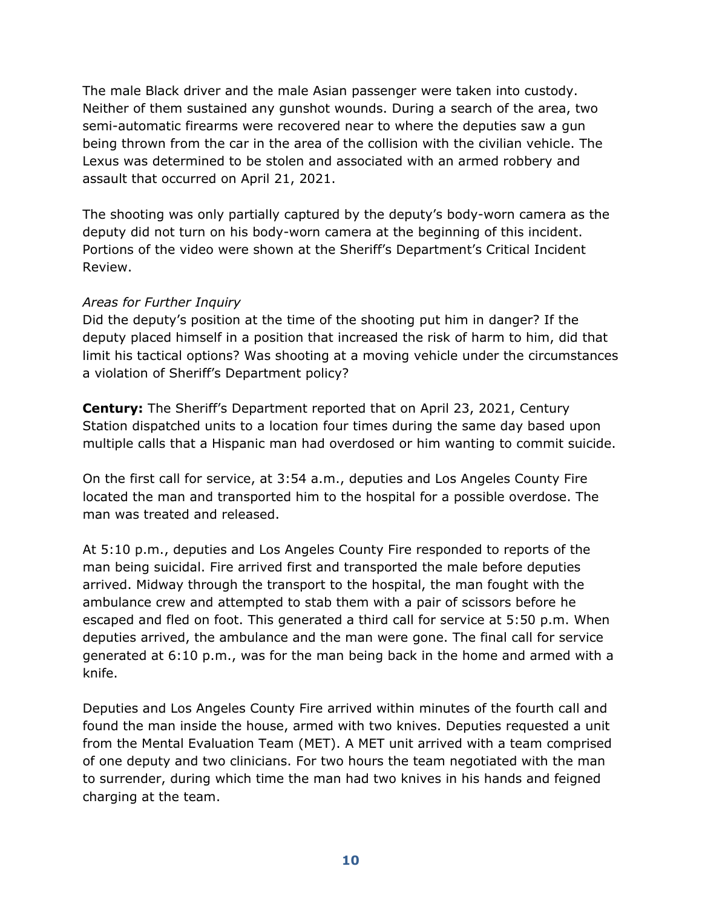The male Black driver and the male Asian passenger were taken into custody. Neither of them sustained any gunshot wounds. During a search of the area, two semi-automatic firearms were recovered near to where the deputies saw a gun being thrown from the car in the area of the collision with the civilian vehicle. The Lexus was determined to be stolen and associated with an armed robbery and assault that occurred on April 21, 2021.

The shooting was only partially captured by the deputy's body-worn camera as the deputy did not turn on his body-worn camera at the beginning of this incident. Portions of the video were shown at the Sheriff's Department's Critical Incident Review.

*Areas for Further Inquiry*

Did the deputy's position at the time of the shooting put him in danger? If the deputy placed himself in a position that increased the risk of harm to him, did that limit his tactical options? Was shooting at a moving vehicle under the circumstances a violation of Sheriff's Department policy?

**Century:** The Sheriff's Department reported that on April 23, 2021, Century Station dispatched units to a location four times during the same day based upon multiple calls that a Hispanic man had overdosed or him wanting to commit suicide.

On the first call for service, at 3:54 a.m., deputies and Los Angeles County Fire located the man and transported him to the hospital for a possible overdose. The man was treated and released.

At 5:10 p.m., deputies and Los Angeles County Fire responded to reports of the man being suicidal. Fire arrived first and transported the male before deputies arrived. Midway through the transport to the hospital, the man fought with the ambulance crew and attempted to stab them with a pair of scissors before he escaped and fled on foot. This generated a third call for service at 5:50 p.m. When deputies arrived, the ambulance and the man were gone. The final call for service generated at 6:10 p.m., was for the man being back in the home and armed with a knife.

Deputies and Los Angeles County Fire arrived within minutes of the fourth call and found the man inside the house, armed with two knives. Deputies requested a unit from the Mental Evaluation Team (MET). A MET unit arrived with a team comprised of one deputy and two clinicians. For two hours the team negotiated with the man to surrender, during which time the man had two knives in his hands and feigned charging at the team.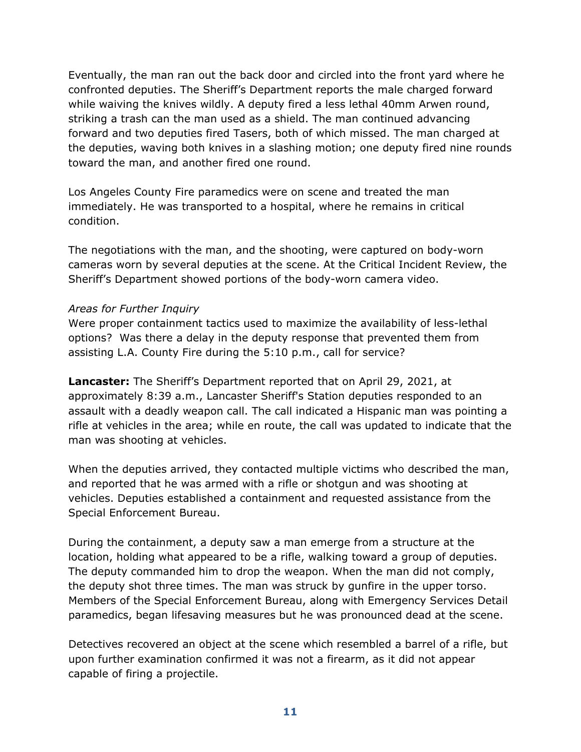Eventually, the man ran out the back door and circled into the front yard where he confronted deputies. The Sheriff's Department reports the male charged forward while waiving the knives wildly. A deputy fired a less lethal 40mm Arwen round, striking a trash can the man used as a shield. The man continued advancing forward and two deputies fired Tasers, both of which missed. The man charged at the deputies, waving both knives in a slashing motion; one deputy fired nine rounds toward the man, and another fired one round.

Los Angeles County Fire paramedics were on scene and treated the man immediately. He was transported to a hospital, where he remains in critical condition.

The negotiations with the man, and the shooting, were captured on body-worn cameras worn by several deputies at the scene. At the Critical Incident Review, the Sheriff's Department showed portions of the body-worn camera video.

*Areas for Further Inquiry*
Were proper containment tactics used to maximize the availability of less-lethal options? Was there a delay in the deputy response that prevented them from assisting L.A. County Fire during the 5:10 p.m., call for service?

**Lancaster:** The Sheriff's Department reported that on April 29, 2021, at approximately 8:39 a.m., Lancaster Sheriff's Station deputies responded to an assault with a deadly weapon call. The call indicated a Hispanic man was pointing a rifle at vehicles in the area; while en route, the call was updated to indicate that the man was shooting at vehicles.

When the deputies arrived, they contacted multiple victims who described the man, and reported that he was armed with a rifle or shotgun and was shooting at vehicles. Deputies established a containment and requested assistance from the Special Enforcement Bureau.

During the containment, a deputy saw a man emerge from a structure at the location, holding what appeared to be a rifle, walking toward a group of deputies. The deputy commanded him to drop the weapon. When the man did not comply, the deputy shot three times. The man was struck by gunfire in the upper torso. Members of the Special Enforcement Bureau, along with Emergency Services Detail paramedics, began lifesaving measures but he was pronounced dead at the scene.

Detectives recovered an object at the scene which resembled a barrel of a rifle, but upon further examination confirmed it was not a firearm, as it did not appear capable of firing a projectile.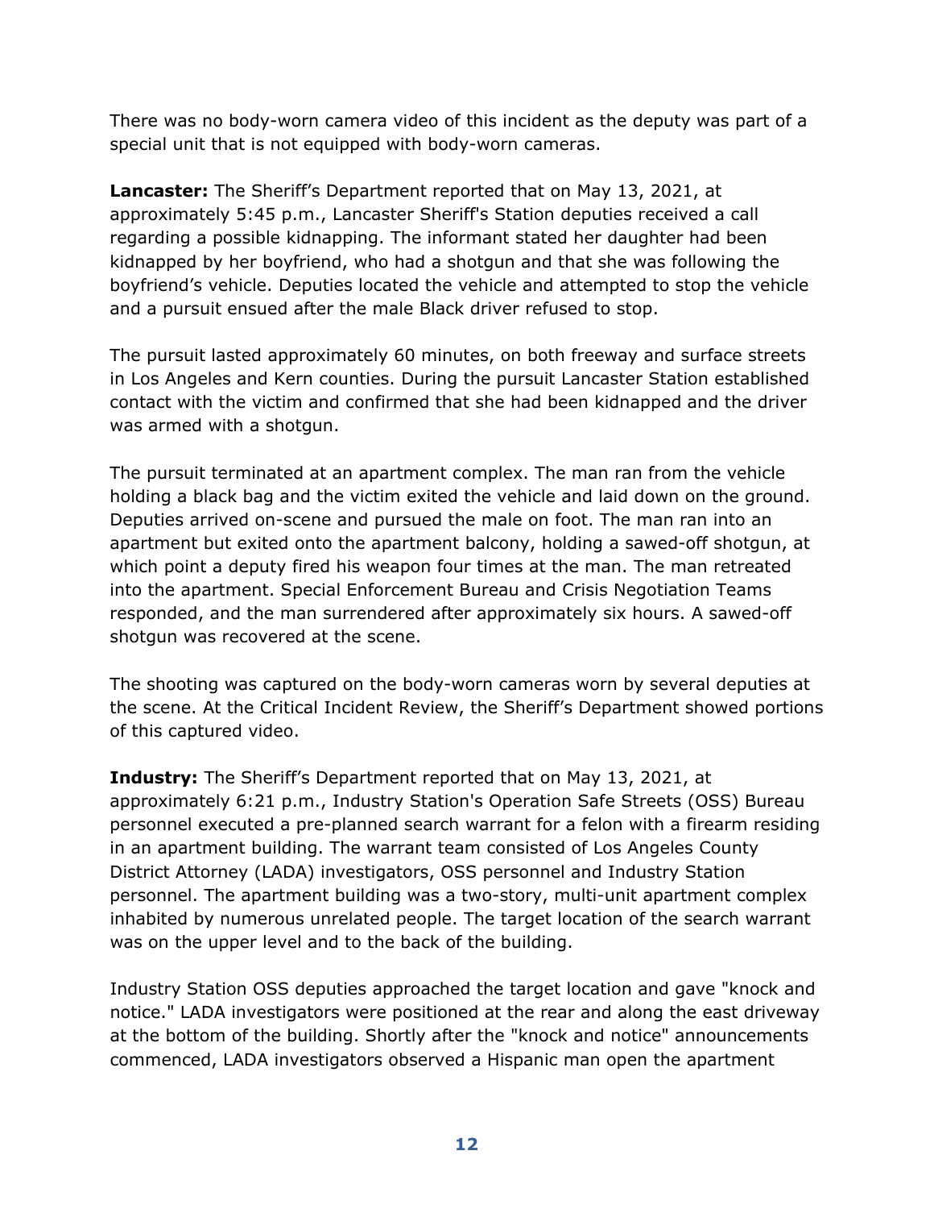There was no body-worn camera video of this incident as the deputy was part of a special unit that is not equipped with body-worn cameras.

**Lancaster:** The Sheriff's Department reported that on May 13, 2021, at approximately 5:45 p.m., Lancaster Sheriff's Station deputies received a call regarding a possible kidnapping. The informant stated her daughter had been kidnapped by her boyfriend, who had a shotgun and that she was following the boyfriend's vehicle. Deputies located the vehicle and attempted to stop the vehicle and a pursuit ensued after the male Black driver refused to stop.

The pursuit lasted approximately 60 minutes, on both freeway and surface streets in Los Angeles and Kern counties. During the pursuit Lancaster Station established contact with the victim and confirmed that she had been kidnapped and the driver was armed with a shotgun.

The pursuit terminated at an apartment complex. The man ran from the vehicle holding a black bag and the victim exited the vehicle and laid down on the ground. Deputies arrived on-scene and pursued the male on foot. The man ran into an apartment but exited onto the apartment balcony, holding a sawed-off shotgun, at which point a deputy fired his weapon four times at the man. The man retreated into the apartment. Special Enforcement Bureau and Crisis Negotiation Teams responded, and the man surrendered after approximately six hours. A sawed-off shotgun was recovered at the scene.

The shooting was captured on the body-worn cameras worn by several deputies at the scene. At the Critical Incident Review, the Sheriff's Department showed portions of this captured video.

**Industry:** The Sheriff's Department reported that on May 13, 2021, at approximately 6:21 p.m., Industry Station's Operation Safe Streets (OSS) Bureau personnel executed a pre-planned search warrant for a felon with a firearm residing in an apartment building. The warrant team consisted of Los Angeles County District Attorney (LADA) investigators, OSS personnel and Industry Station personnel. The apartment building was a two-story, multi-unit apartment complex inhabited by numerous unrelated people. The target location of the search warrant was on the upper level and to the back of the building.

Industry Station OSS deputies approached the target location and gave "knock and notice." LADA investigators were positioned at the rear and along the east driveway at the bottom of the building. Shortly after the "knock and notice" announcements commenced, LADA investigators observed a Hispanic man open the apartment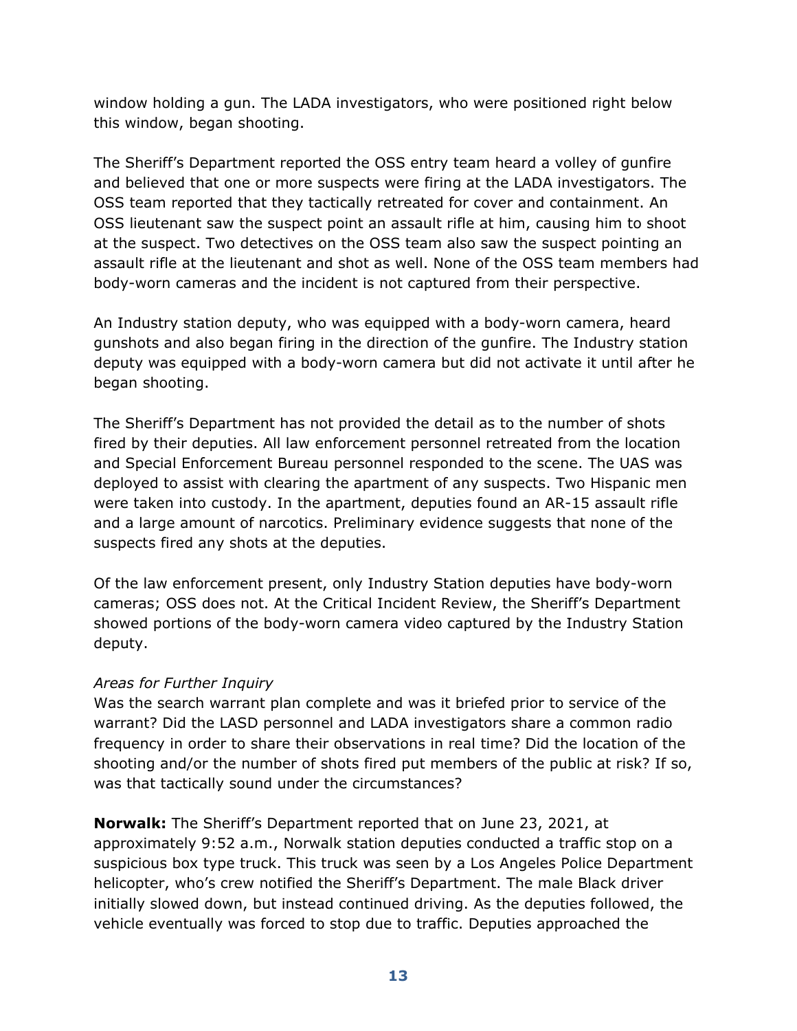window holding a gun. The LADA investigators, who were positioned right below this window, began shooting.

The Sheriff's Department reported the OSS entry team heard a volley of gunfire and believed that one or more suspects were firing at the LADA investigators. The OSS team reported that they tactically retreated for cover and containment. An OSS lieutenant saw the suspect point an assault rifle at him, causing him to shoot at the suspect. Two detectives on the OSS team also saw the suspect pointing an assault rifle at the lieutenant and shot as well. None of the OSS team members had body-worn cameras and the incident is not captured from their perspective.

An Industry station deputy, who was equipped with a body-worn camera, heard gunshots and also began firing in the direction of the gunfire. The Industry station deputy was equipped with a body-worn camera but did not activate it until after he began shooting.

The Sheriff's Department has not provided the detail as to the number of shots fired by their deputies. All law enforcement personnel retreated from the location and Special Enforcement Bureau personnel responded to the scene. The UAS was deployed to assist with clearing the apartment of any suspects. Two Hispanic men were taken into custody. In the apartment, deputies found an AR-15 assault rifle and a large amount of narcotics. Preliminary evidence suggests that none of the suspects fired any shots at the deputies.

Of the law enforcement present, only Industry Station deputies have body-worn cameras; OSS does not. At the Critical Incident Review, the Sheriff's Department showed portions of the body-worn camera video captured by the Industry Station deputy.

*Areas for Further Inquiry*

Was the search warrant plan complete and was it briefed prior to service of the warrant? Did the LASD personnel and LADA investigators share a common radio frequency in order to share their observations in real time? Did the location of the shooting and/or the number of shots fired put members of the public at risk? If so, was that tactically sound under the circumstances?

**Norwalk:** The Sheriff's Department reported that on June 23, 2021, at approximately 9:52 a.m., Norwalk station deputies conducted a traffic stop on a suspicious box type truck. This truck was seen by a Los Angeles Police Department helicopter, who's crew notified the Sheriff's Department. The male Black driver initially slowed down, but instead continued driving. As the deputies followed, the vehicle eventually was forced to stop due to traffic. Deputies approached the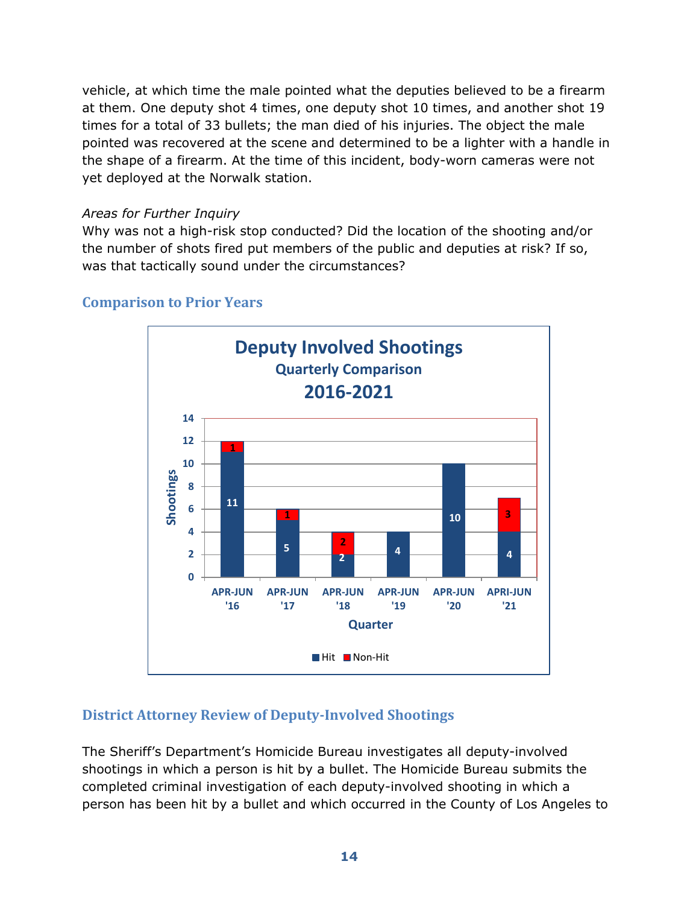vehicle, at which time the male pointed what the deputies believed to be a firearm at them. One deputy shot 4 times, one deputy shot 10 times, and another shot 19 times for a total of 33 bullets; the man died of his injuries. The object the male pointed was recovered at the scene and determined to be a lighter with a handle in the shape of a firearm. At the time of this incident, body-worn cameras were not yet deployed at the Norwalk station.

*Areas for Further Inquiry*

Why was not a high-risk stop conducted? Did the location of the shooting and/or the number of shots fired put members of the public and deputies at risk? If so, was that tactically sound under the circumstances?

## Comparison to Prior Years

**Deputy Involved Shootings**
**Quarterly Comparison**
**2016-2021**

| Quarter | Hit | Non-Hit |
|---|---|---|
| APR-JUN '16 | 11 | 1 |
| APR-JUN '17 | 5 | 1 |
| APR-JUN '18 | 2 | 2 |
| APR-JUN '19 | 4 | |
| APR-JUN '20 | 10 | |
| APRI-JUN '21 | 4 | 3 |

## District Attorney Review of Deputy-Involved Shootings

The Sheriff's Department's Homicide Bureau investigates all deputy-involved shootings in which a person is hit by a bullet. The Homicide Bureau submits the completed criminal investigation of each deputy-involved shooting in which a person has been hit by a bullet and which occurred in the County of Los Angeles to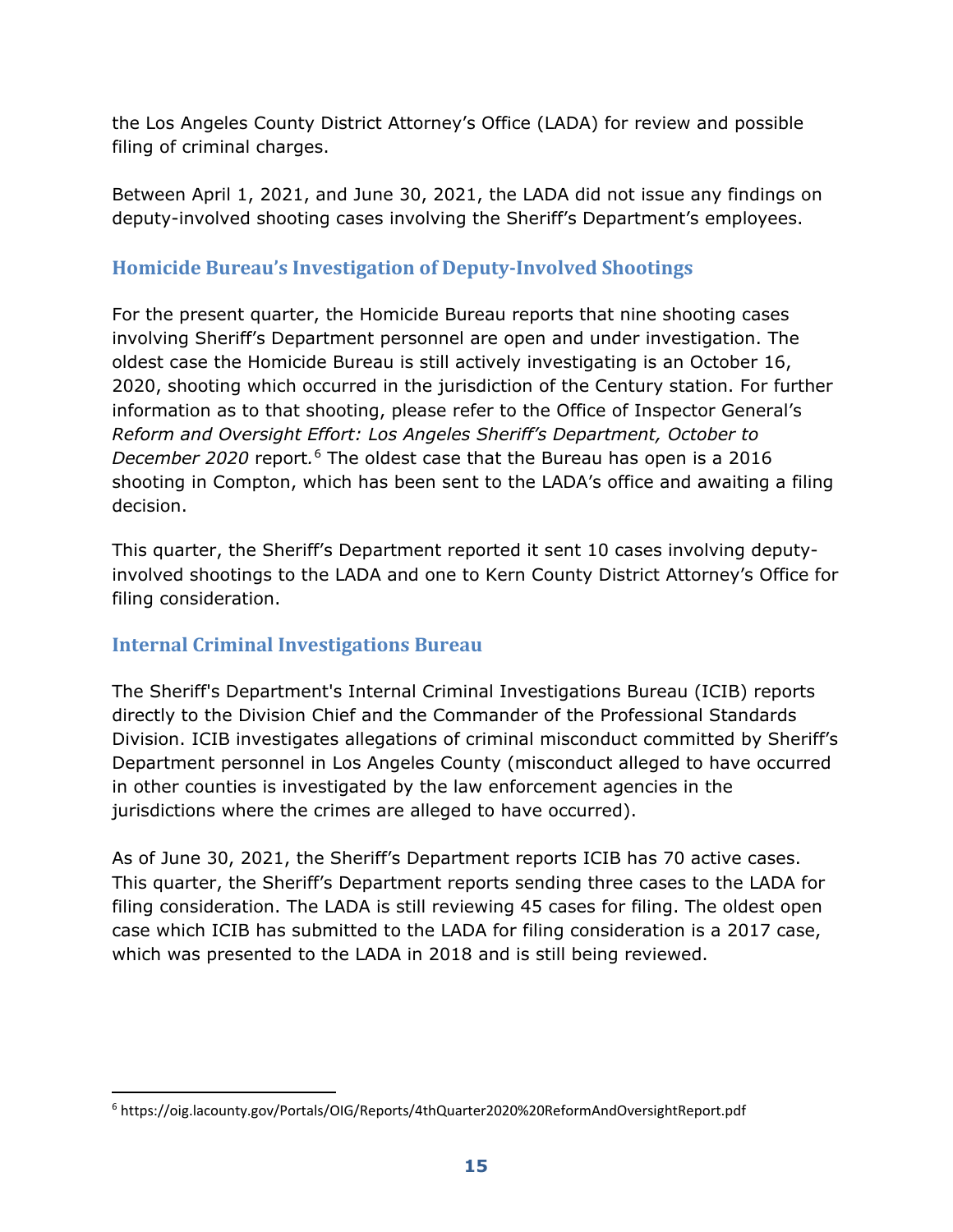the Los Angeles County District Attorney's Office (LADA) for review and possible filing of criminal charges.

Between April 1, 2021, and June 30, 2021, the LADA did not issue any findings on deputy-involved shooting cases involving the Sheriff's Department's employees.

## Homicide Bureau's Investigation of Deputy-Involved Shootings

For the present quarter, the Homicide Bureau reports that nine shooting cases involving Sheriff's Department personnel are open and under investigation. The oldest case the Homicide Bureau is still actively investigating is an October 16, 2020, shooting which occurred in the jurisdiction of the Century station. For further information as to that shooting, please refer to the Office of Inspector General's *Reform and Oversight Effort: Los Angeles Sheriff's Department, October to December 2020* report.[6] The oldest case that the Bureau has open is a 2016 shooting in Compton, which has been sent to the LADA's office and awaiting a filing decision.

This quarter, the Sheriff's Department reported it sent 10 cases involving deputy-involved shootings to the LADA and one to Kern County District Attorney's Office for filing consideration.

## Internal Criminal Investigations Bureau

The Sheriff's Department's Internal Criminal Investigations Bureau (ICIB) reports directly to the Division Chief and the Commander of the Professional Standards Division. ICIB investigates allegations of criminal misconduct committed by Sheriff's Department personnel in Los Angeles County (misconduct alleged to have occurred in other counties is investigated by the law enforcement agencies in the jurisdictions where the crimes are alleged to have occurred).

As of June 30, 2021, the Sheriff's Department reports ICIB has 70 active cases. This quarter, the Sheriff's Department reports sending three cases to the LADA for filing consideration. The LADA is still reviewing 45 cases for filing. The oldest open case which ICIB has submitted to the LADA for filing consideration is a 2017 case, which was presented to the LADA in 2018 and is still being reviewed.

---

[6] https://oig.lacounty.gov/Portals/OIG/Reports/4thQuarter2020%20ReformAndOversightReport.pdf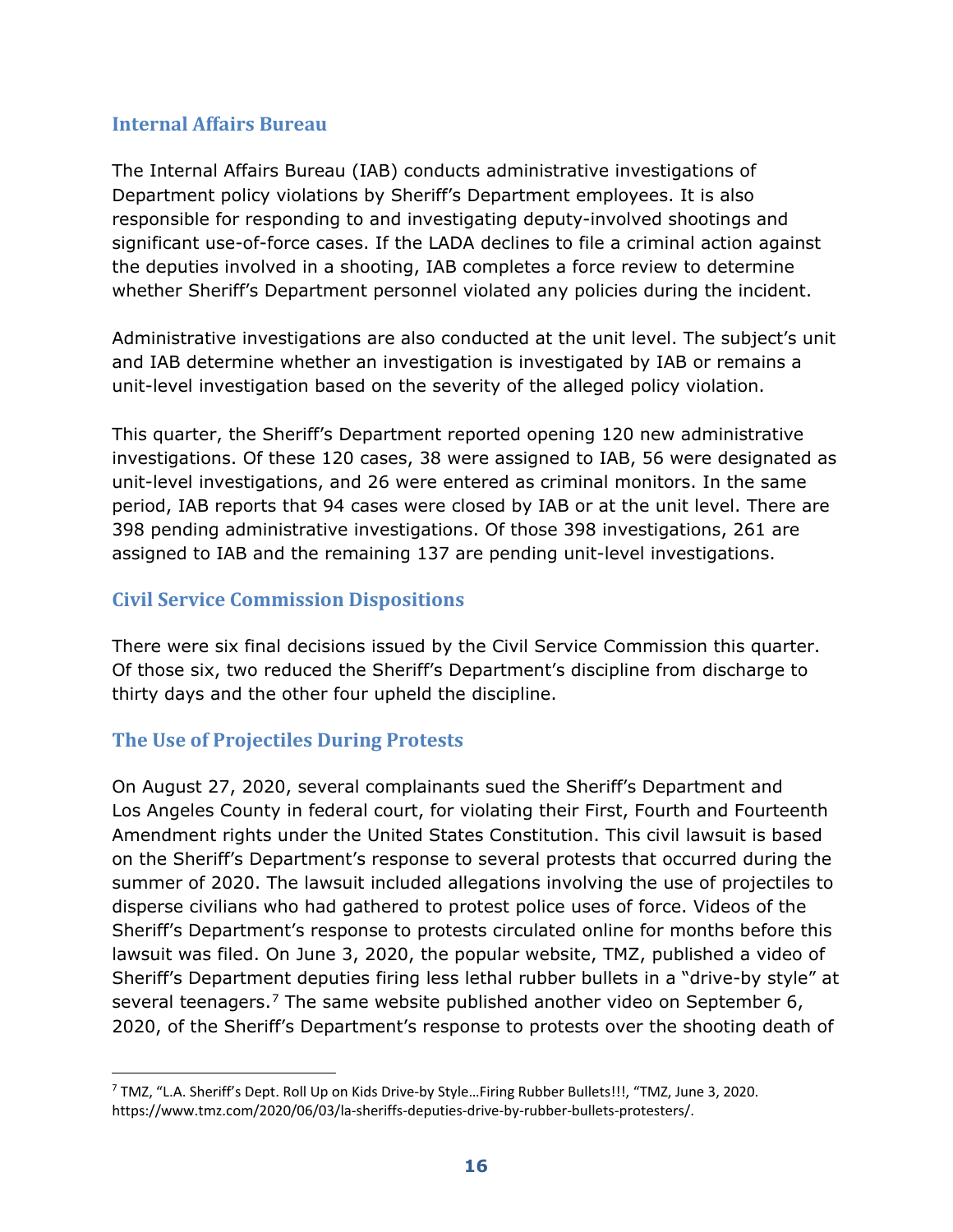## Internal Affairs Bureau

The Internal Affairs Bureau (IAB) conducts administrative investigations of Department policy violations by Sheriff's Department employees. It is also responsible for responding to and investigating deputy-involved shootings and significant use-of-force cases. If the LADA declines to file a criminal action against the deputies involved in a shooting, IAB completes a force review to determine whether Sheriff's Department personnel violated any policies during the incident.

Administrative investigations are also conducted at the unit level. The subject's unit and IAB determine whether an investigation is investigated by IAB or remains a unit-level investigation based on the severity of the alleged policy violation.

This quarter, the Sheriff's Department reported opening 120 new administrative investigations. Of these 120 cases, 38 were assigned to IAB, 56 were designated as unit-level investigations, and 26 were entered as criminal monitors. In the same period, IAB reports that 94 cases were closed by IAB or at the unit level. There are 398 pending administrative investigations. Of those 398 investigations, 261 are assigned to IAB and the remaining 137 are pending unit-level investigations.

## Civil Service Commission Dispositions

There were six final decisions issued by the Civil Service Commission this quarter. Of those six, two reduced the Sheriff's Department's discipline from discharge to thirty days and the other four upheld the discipline.

## The Use of Projectiles During Protests

On August 27, 2020, several complainants sued the Sheriff's Department and Los Angeles County in federal court, for violating their First, Fourth and Fourteenth Amendment rights under the United States Constitution. This civil lawsuit is based on the Sheriff's Department's response to several protests that occurred during the summer of 2020. The lawsuit included allegations involving the use of projectiles to disperse civilians who had gathered to protest police uses of force. Videos of the Sheriff's Department's response to protests circulated online for months before this lawsuit was filed. On June 3, 2020, the popular website, TMZ, published a video of Sheriff's Department deputies firing less lethal rubber bullets in a "drive-by style" at several teenagers.[7] The same website published another video on September 6, 2020, of the Sheriff's Department's response to protests over the shooting death of

[7] TMZ, "L.A. Sheriff's Dept. Roll Up on Kids Drive-by Style…Firing Rubber Bullets!!!, "TMZ, June 3, 2020. https://www.tmz.com/2020/06/03/la-sheriffs-deputies-drive-by-rubber-bullets-protesters/.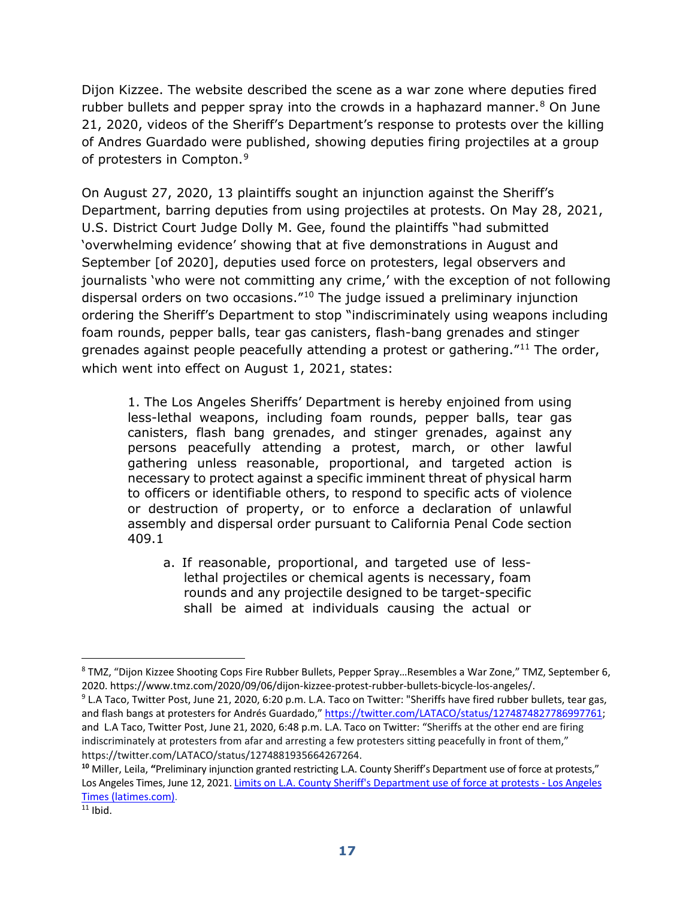Dijon Kizzee. The website described the scene as a war zone where deputies fired rubber bullets and pepper spray into the crowds in a haphazard manner.[8] On June 21, 2020, videos of the Sheriff's Department's response to protests over the killing of Andres Guardado were published, showing deputies firing projectiles at a group of protesters in Compton.[9]

On August 27, 2020, 13 plaintiffs sought an injunction against the Sheriff's Department, barring deputies from using projectiles at protests. On May 28, 2021, U.S. District Court Judge Dolly M. Gee, found the plaintiffs "had submitted 'overwhelming evidence' showing that at five demonstrations in August and September [of 2020], deputies used force on protesters, legal observers and journalists 'who were not committing any crime,' with the exception of not following dispersal orders on two occasions."[10] The judge issued a preliminary injunction ordering the Sheriff's Department to stop "indiscriminately using weapons including foam rounds, pepper balls, tear gas canisters, flash-bang grenades and stinger grenades against people peacefully attending a protest or gathering."[11] The order, which went into effect on August 1, 2021, states:

> 1. The Los Angeles Sheriffs' Department is hereby enjoined from using less-lethal weapons, including foam rounds, pepper balls, tear gas canisters, flash bang grenades, and stinger grenades, against any persons peacefully attending a protest, march, or other lawful gathering unless reasonable, proportional, and targeted action is necessary to protect against a specific imminent threat of physical harm to officers or identifiable others, to respond to specific acts of violence or destruction of property, or to enforce a declaration of unlawful assembly and dispersal order pursuant to California Penal Code section 409.1
>
>     a. If reasonable, proportional, and targeted use of less-lethal projectiles or chemical agents is necessary, foam rounds and any projectile designed to be target-specific shall be aimed at individuals causing the actual or

---

[8] TMZ, "Dijon Kizzee Shooting Cops Fire Rubber Bullets, Pepper Spray…Resembles a War Zone," TMZ, September 6, 2020. https://www.tmz.com/2020/09/06/dijon-kizzee-protest-rubber-bullets-bicycle-los-angeles/.

[9] L.A Taco, Twitter Post, June 21, 2020, 6:20 p.m. L.A. Taco on Twitter: "Sheriffs have fired rubber bullets, tear gas, and flash bangs at protesters for Andrés Guardado," https://twitter.com/LATACO/status/1274874827786997761; and L.A Taco, Twitter Post, June 21, 2020, 6:48 p.m. L.A. Taco on Twitter: "Sheriffs at the other end are firing indiscriminately at protesters from afar and arresting a few protesters sitting peacefully in front of them," https://twitter.com/LATACO/status/1274881935664267264.

[10] Miller, Leila, "Preliminary injunction granted restricting L.A. County Sheriff's Department use of force at protests," Los Angeles Times, June 12, 2021. Limits on L.A. County Sheriff's Department use of force at protests - Los Angeles Times (latimes.com).

[11] Ibid.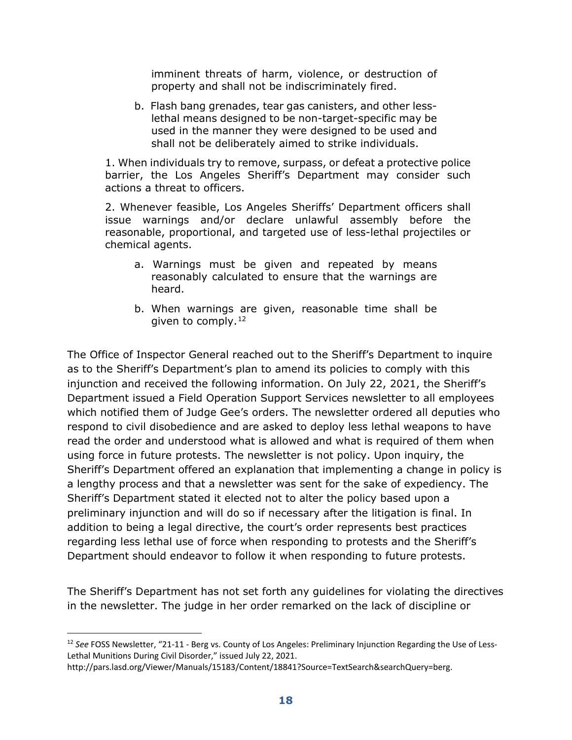imminent threats of harm, violence, or destruction of property and shall not be indiscriminately fired.

b. Flash bang grenades, tear gas canisters, and other less-lethal means designed to be non-target-specific may be used in the manner they were designed to be used and shall not be deliberately aimed to strike individuals.

1. When individuals try to remove, surpass, or defeat a protective police barrier, the Los Angeles Sheriff's Department may consider such actions a threat to officers.

2. Whenever feasible, Los Angeles Sheriffs' Department officers shall issue warnings and/or declare unlawful assembly before the reasonable, proportional, and targeted use of less-lethal projectiles or chemical agents.

   a. Warnings must be given and repeated by means reasonably calculated to ensure that the warnings are heard.

   b. When warnings are given, reasonable time shall be given to comply.[12]

The Office of Inspector General reached out to the Sheriff's Department to inquire as to the Sheriff's Department's plan to amend its policies to comply with this injunction and received the following information. On July 22, 2021, the Sheriff's Department issued a Field Operation Support Services newsletter to all employees which notified them of Judge Gee's orders. The newsletter ordered all deputies who respond to civil disobedience and are asked to deploy less lethal weapons to have read the order and understood what is allowed and what is required of them when using force in future protests. The newsletter is not policy. Upon inquiry, the Sheriff's Department offered an explanation that implementing a change in policy is a lengthy process and that a newsletter was sent for the sake of expediency. The Sheriff's Department stated it elected not to alter the policy based upon a preliminary injunction and will do so if necessary after the litigation is final. In addition to being a legal directive, the court's order represents best practices regarding less lethal use of force when responding to protests and the Sheriff's Department should endeavor to follow it when responding to future protests.

The Sheriff's Department has not set forth any guidelines for violating the directives in the newsletter. The judge in her order remarked on the lack of discipline or

---

[12] *See* FOSS Newsletter, "21-11 - Berg vs. County of Los Angeles: Preliminary Injunction Regarding the Use of Less-Lethal Munitions During Civil Disorder," issued July 22, 2021. http://pars.lasd.org/Viewer/Manuals/15183/Content/18841?Source=TextSearch&searchQuery=berg.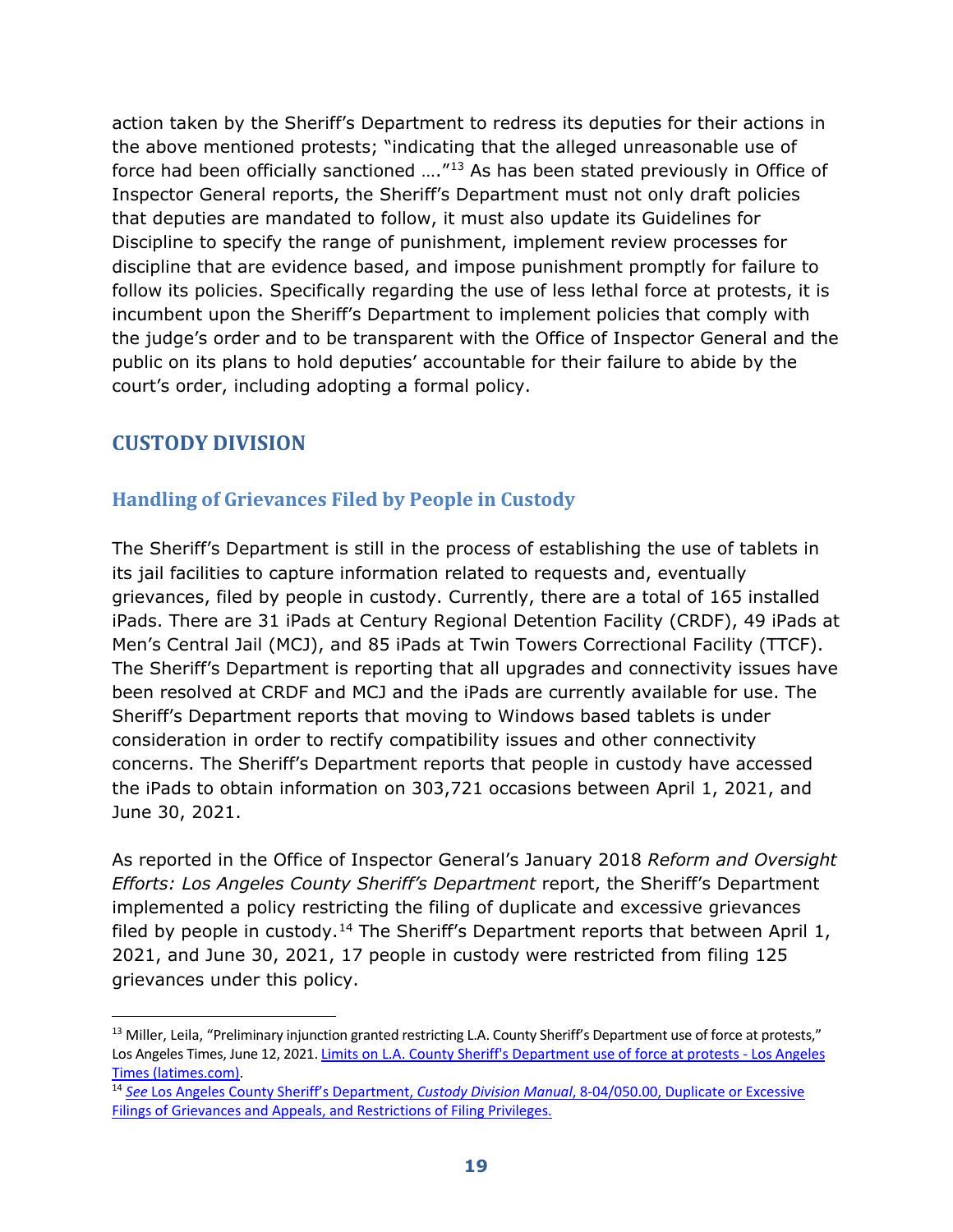action taken by the Sheriff's Department to redress its deputies for their actions in the above mentioned protests; "indicating that the alleged unreasonable use of force had been officially sanctioned …."[13] As has been stated previously in Office of Inspector General reports, the Sheriff's Department must not only draft policies that deputies are mandated to follow, it must also update its Guidelines for Discipline to specify the range of punishment, implement review processes for discipline that are evidence based, and impose punishment promptly for failure to follow its policies. Specifically regarding the use of less lethal force at protests, it is incumbent upon the Sheriff's Department to implement policies that comply with the judge's order and to be transparent with the Office of Inspector General and the public on its plans to hold deputies' accountable for their failure to abide by the court's order, including adopting a formal policy.

## CUSTODY DIVISION

### Handling of Grievances Filed by People in Custody

The Sheriff's Department is still in the process of establishing the use of tablets in its jail facilities to capture information related to requests and, eventually grievances, filed by people in custody. Currently, there are a total of 165 installed iPads. There are 31 iPads at Century Regional Detention Facility (CRDF), 49 iPads at Men's Central Jail (MCJ), and 85 iPads at Twin Towers Correctional Facility (TTCF). The Sheriff's Department is reporting that all upgrades and connectivity issues have been resolved at CRDF and MCJ and the iPads are currently available for use. The Sheriff's Department reports that moving to Windows based tablets is under consideration in order to rectify compatibility issues and other connectivity concerns. The Sheriff's Department reports that people in custody have accessed the iPads to obtain information on 303,721 occasions between April 1, 2021, and June 30, 2021.

As reported in the Office of Inspector General's January 2018 *Reform and Oversight Efforts: Los Angeles County Sheriff's Department* report, the Sheriff's Department implemented a policy restricting the filing of duplicate and excessive grievances filed by people in custody.[14] The Sheriff's Department reports that between April 1, 2021, and June 30, 2021, 17 people in custody were restricted from filing 125 grievances under this policy.

---

[13] Miller, Leila, "Preliminary injunction granted restricting L.A. County Sheriff's Department use of force at protests," Los Angeles Times, June 12, 2021. Limits on L.A. County Sheriff's Department use of force at protests - Los Angeles Times (latimes.com).

[14] *See* Los Angeles County Sheriff's Department, *Custody Division Manual*, 8-04/050.00, Duplicate or Excessive Filings of Grievances and Appeals, and Restrictions of Filing Privileges.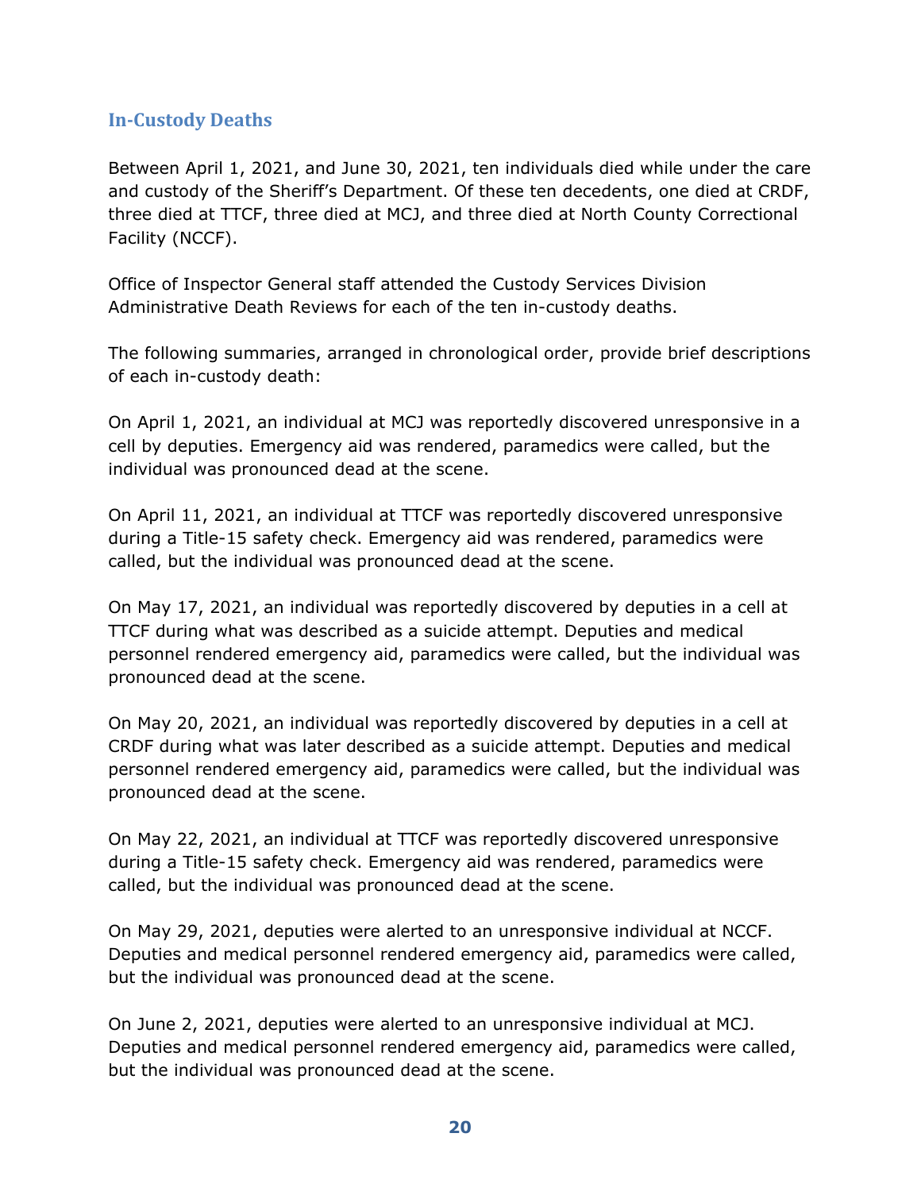## In-Custody Deaths

Between April 1, 2021, and June 30, 2021, ten individuals died while under the care and custody of the Sheriff's Department. Of these ten decedents, one died at CRDF, three died at TTCF, three died at MCJ, and three died at North County Correctional Facility (NCCF).

Office of Inspector General staff attended the Custody Services Division Administrative Death Reviews for each of the ten in-custody deaths.

The following summaries, arranged in chronological order, provide brief descriptions of each in-custody death:

On April 1, 2021, an individual at MCJ was reportedly discovered unresponsive in a cell by deputies. Emergency aid was rendered, paramedics were called, but the individual was pronounced dead at the scene.

On April 11, 2021, an individual at TTCF was reportedly discovered unresponsive during a Title-15 safety check. Emergency aid was rendered, paramedics were called, but the individual was pronounced dead at the scene.

On May 17, 2021, an individual was reportedly discovered by deputies in a cell at TTCF during what was described as a suicide attempt. Deputies and medical personnel rendered emergency aid, paramedics were called, but the individual was pronounced dead at the scene.

On May 20, 2021, an individual was reportedly discovered by deputies in a cell at CRDF during what was later described as a suicide attempt. Deputies and medical personnel rendered emergency aid, paramedics were called, but the individual was pronounced dead at the scene.

On May 22, 2021, an individual at TTCF was reportedly discovered unresponsive during a Title-15 safety check. Emergency aid was rendered, paramedics were called, but the individual was pronounced dead at the scene.

On May 29, 2021, deputies were alerted to an unresponsive individual at NCCF. Deputies and medical personnel rendered emergency aid, paramedics were called, but the individual was pronounced dead at the scene.

On June 2, 2021, deputies were alerted to an unresponsive individual at MCJ. Deputies and medical personnel rendered emergency aid, paramedics were called, but the individual was pronounced dead at the scene.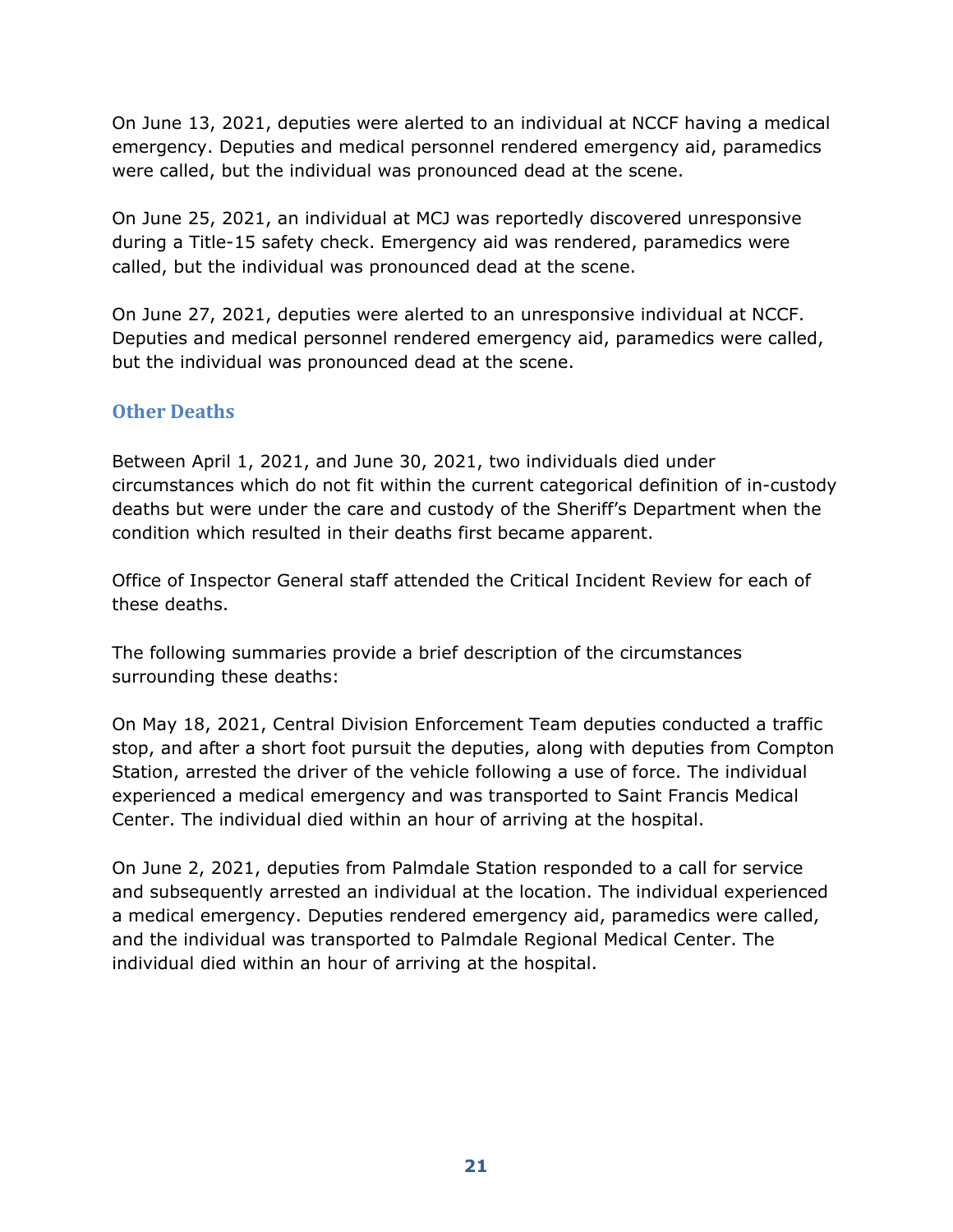On June 13, 2021, deputies were alerted to an individual at NCCF having a medical emergency. Deputies and medical personnel rendered emergency aid, paramedics were called, but the individual was pronounced dead at the scene.

On June 25, 2021, an individual at MCJ was reportedly discovered unresponsive during a Title-15 safety check. Emergency aid was rendered, paramedics were called, but the individual was pronounced dead at the scene.

On June 27, 2021, deputies were alerted to an unresponsive individual at NCCF. Deputies and medical personnel rendered emergency aid, paramedics were called, but the individual was pronounced dead at the scene.

### Other Deaths

Between April 1, 2021, and June 30, 2021, two individuals died under circumstances which do not fit within the current categorical definition of in-custody deaths but were under the care and custody of the Sheriff's Department when the condition which resulted in their deaths first became apparent.

Office of Inspector General staff attended the Critical Incident Review for each of these deaths.

The following summaries provide a brief description of the circumstances surrounding these deaths:

On May 18, 2021, Central Division Enforcement Team deputies conducted a traffic stop, and after a short foot pursuit the deputies, along with deputies from Compton Station, arrested the driver of the vehicle following a use of force. The individual experienced a medical emergency and was transported to Saint Francis Medical Center. The individual died within an hour of arriving at the hospital.

On June 2, 2021, deputies from Palmdale Station responded to a call for service and subsequently arrested an individual at the location. The individual experienced a medical emergency. Deputies rendered emergency aid, paramedics were called, and the individual was transported to Palmdale Regional Medical Center. The individual died within an hour of arriving at the hospital.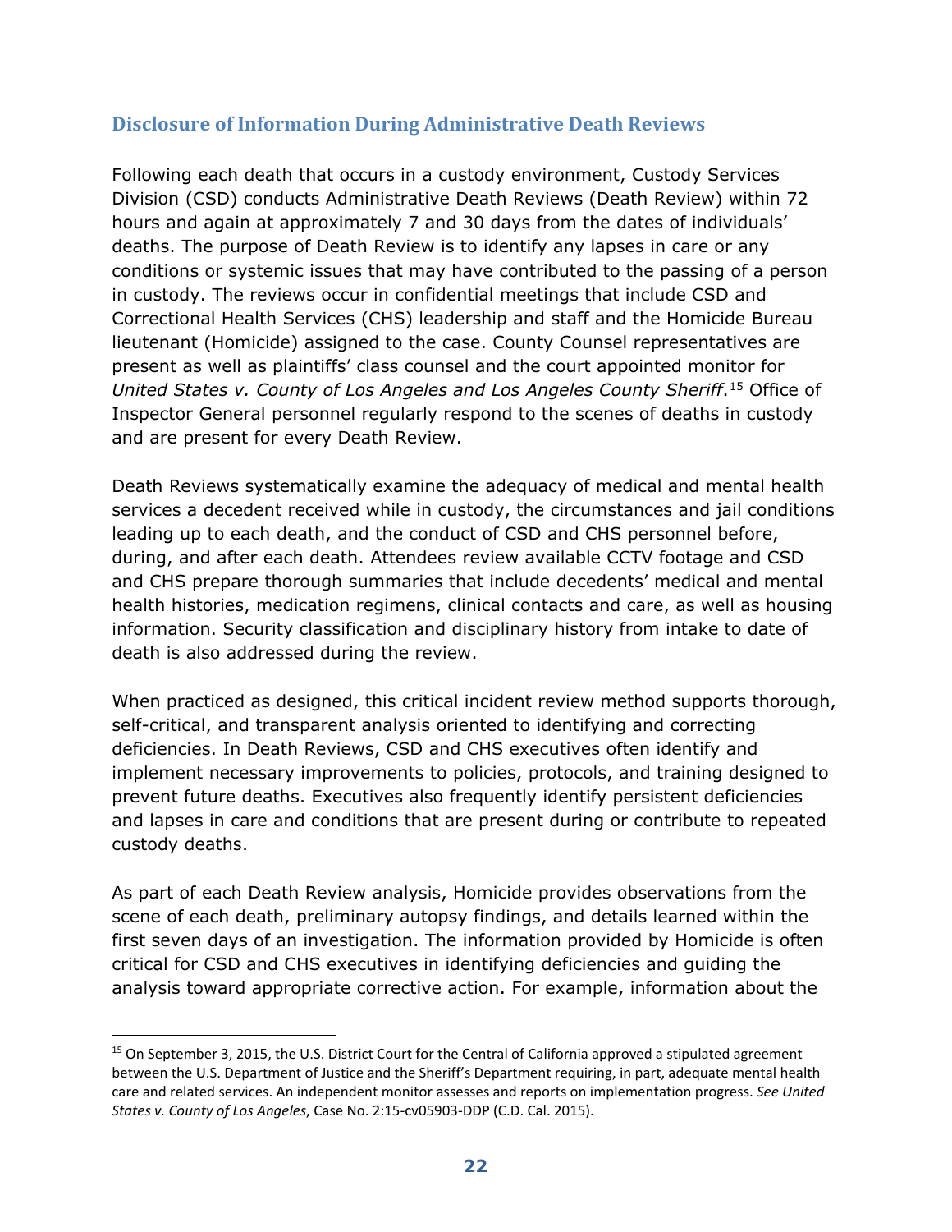## Disclosure of Information During Administrative Death Reviews

Following each death that occurs in a custody environment, Custody Services Division (CSD) conducts Administrative Death Reviews (Death Review) within 72 hours and again at approximately 7 and 30 days from the dates of individuals' deaths. The purpose of Death Review is to identify any lapses in care or any conditions or systemic issues that may have contributed to the passing of a person in custody. The reviews occur in confidential meetings that include CSD and Correctional Health Services (CHS) leadership and staff and the Homicide Bureau lieutenant (Homicide) assigned to the case. County Counsel representatives are present as well as plaintiffs' class counsel and the court appointed monitor for *United States v. County of Los Angeles and Los Angeles County Sheriff*.[15] Office of Inspector General personnel regularly respond to the scenes of deaths in custody and are present for every Death Review.

Death Reviews systematically examine the adequacy of medical and mental health services a decedent received while in custody, the circumstances and jail conditions leading up to each death, and the conduct of CSD and CHS personnel before, during, and after each death. Attendees review available CCTV footage and CSD and CHS prepare thorough summaries that include decedents' medical and mental health histories, medication regimens, clinical contacts and care, as well as housing information. Security classification and disciplinary history from intake to date of death is also addressed during the review.

When practiced as designed, this critical incident review method supports thorough, self-critical, and transparent analysis oriented to identifying and correcting deficiencies. In Death Reviews, CSD and CHS executives often identify and implement necessary improvements to policies, protocols, and training designed to prevent future deaths. Executives also frequently identify persistent deficiencies and lapses in care and conditions that are present during or contribute to repeated custody deaths.

As part of each Death Review analysis, Homicide provides observations from the scene of each death, preliminary autopsy findings, and details learned within the first seven days of an investigation. The information provided by Homicide is often critical for CSD and CHS executives in identifying deficiencies and guiding the analysis toward appropriate corrective action. For example, information about the

[15] On September 3, 2015, the U.S. District Court for the Central of California approved a stipulated agreement between the U.S. Department of Justice and the Sheriff's Department requiring, in part, adequate mental health care and related services. An independent monitor assesses and reports on implementation progress. *See United States v. County of Los Angeles*, Case No. 2:15-cv05903-DDP (C.D. Cal. 2015).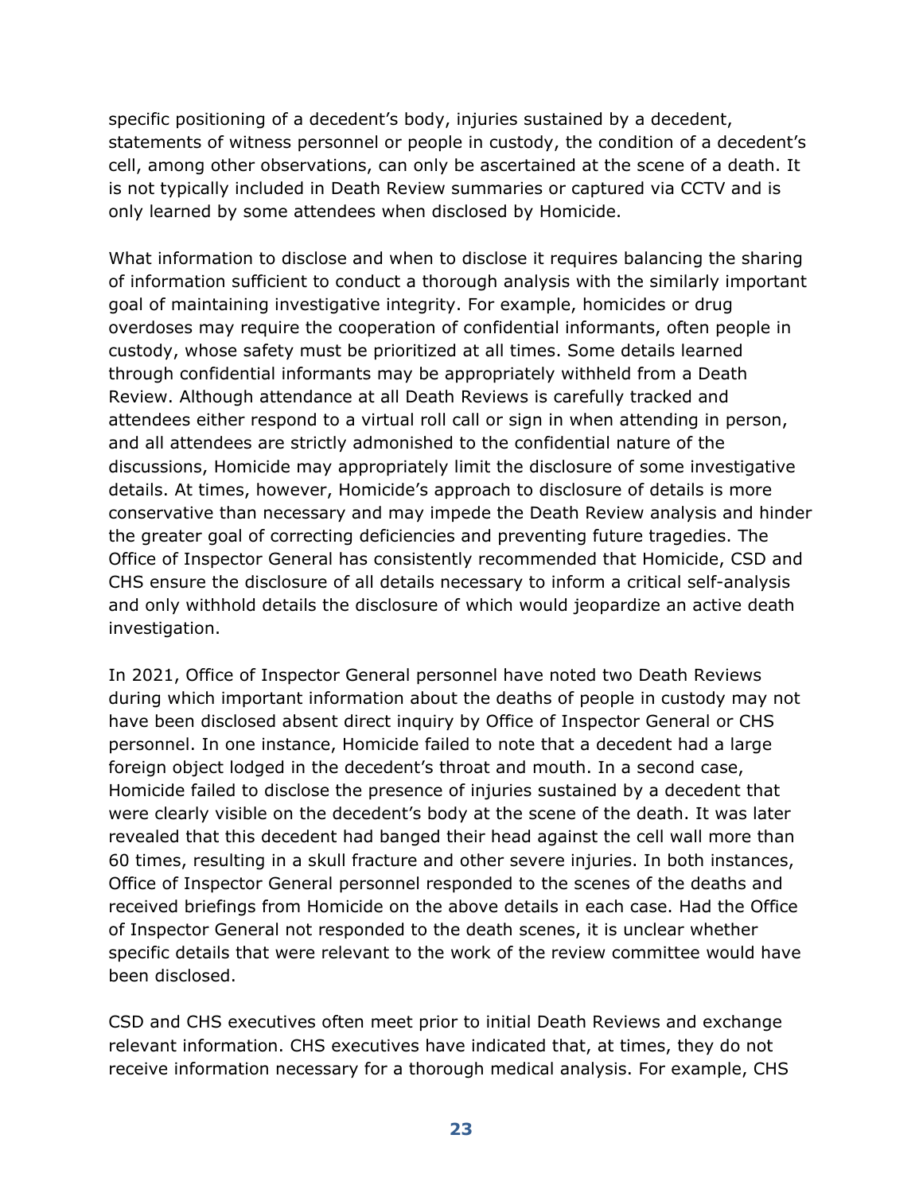specific positioning of a decedent's body, injuries sustained by a decedent, statements of witness personnel or people in custody, the condition of a decedent's cell, among other observations, can only be ascertained at the scene of a death. It is not typically included in Death Review summaries or captured via CCTV and is only learned by some attendees when disclosed by Homicide.

What information to disclose and when to disclose it requires balancing the sharing of information sufficient to conduct a thorough analysis with the similarly important goal of maintaining investigative integrity. For example, homicides or drug overdoses may require the cooperation of confidential informants, often people in custody, whose safety must be prioritized at all times. Some details learned through confidential informants may be appropriately withheld from a Death Review. Although attendance at all Death Reviews is carefully tracked and attendees either respond to a virtual roll call or sign in when attending in person, and all attendees are strictly admonished to the confidential nature of the discussions, Homicide may appropriately limit the disclosure of some investigative details. At times, however, Homicide's approach to disclosure of details is more conservative than necessary and may impede the Death Review analysis and hinder the greater goal of correcting deficiencies and preventing future tragedies. The Office of Inspector General has consistently recommended that Homicide, CSD and CHS ensure the disclosure of all details necessary to inform a critical self-analysis and only withhold details the disclosure of which would jeopardize an active death investigation.

In 2021, Office of Inspector General personnel have noted two Death Reviews during which important information about the deaths of people in custody may not have been disclosed absent direct inquiry by Office of Inspector General or CHS personnel. In one instance, Homicide failed to note that a decedent had a large foreign object lodged in the decedent's throat and mouth. In a second case, Homicide failed to disclose the presence of injuries sustained by a decedent that were clearly visible on the decedent's body at the scene of the death. It was later revealed that this decedent had banged their head against the cell wall more than 60 times, resulting in a skull fracture and other severe injuries. In both instances, Office of Inspector General personnel responded to the scenes of the deaths and received briefings from Homicide on the above details in each case. Had the Office of Inspector General not responded to the death scenes, it is unclear whether specific details that were relevant to the work of the review committee would have been disclosed.

CSD and CHS executives often meet prior to initial Death Reviews and exchange relevant information. CHS executives have indicated that, at times, they do not receive information necessary for a thorough medical analysis. For example, CHS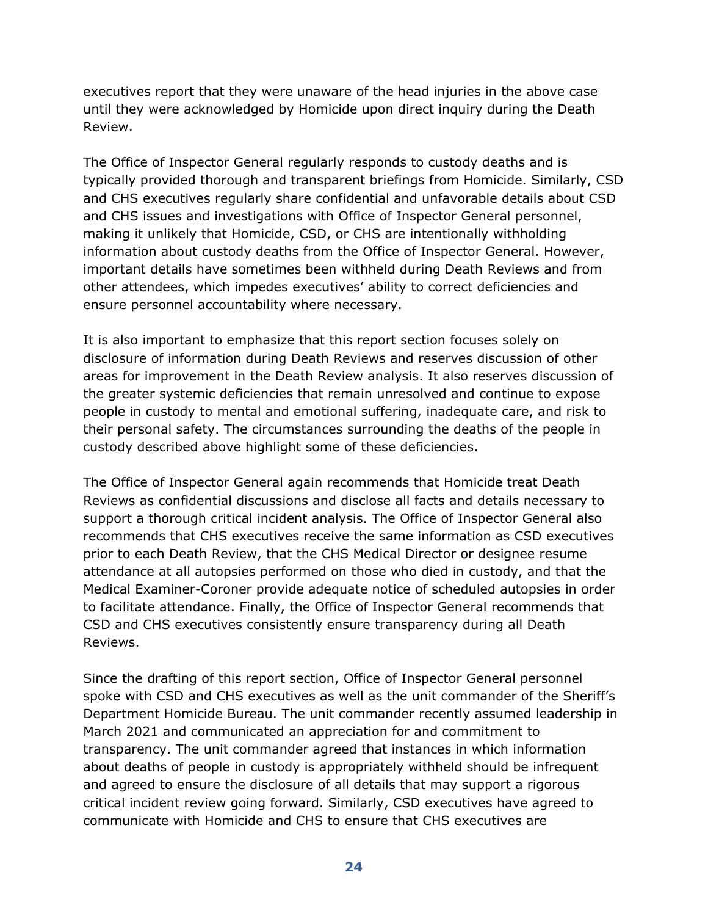executives report that they were unaware of the head injuries in the above case until they were acknowledged by Homicide upon direct inquiry during the Death Review.

The Office of Inspector General regularly responds to custody deaths and is typically provided thorough and transparent briefings from Homicide. Similarly, CSD and CHS executives regularly share confidential and unfavorable details about CSD and CHS issues and investigations with Office of Inspector General personnel, making it unlikely that Homicide, CSD, or CHS are intentionally withholding information about custody deaths from the Office of Inspector General. However, important details have sometimes been withheld during Death Reviews and from other attendees, which impedes executives' ability to correct deficiencies and ensure personnel accountability where necessary.

It is also important to emphasize that this report section focuses solely on disclosure of information during Death Reviews and reserves discussion of other areas for improvement in the Death Review analysis. It also reserves discussion of the greater systemic deficiencies that remain unresolved and continue to expose people in custody to mental and emotional suffering, inadequate care, and risk to their personal safety. The circumstances surrounding the deaths of the people in custody described above highlight some of these deficiencies.

The Office of Inspector General again recommends that Homicide treat Death Reviews as confidential discussions and disclose all facts and details necessary to support a thorough critical incident analysis. The Office of Inspector General also recommends that CHS executives receive the same information as CSD executives prior to each Death Review, that the CHS Medical Director or designee resume attendance at all autopsies performed on those who died in custody, and that the Medical Examiner-Coroner provide adequate notice of scheduled autopsies in order to facilitate attendance. Finally, the Office of Inspector General recommends that CSD and CHS executives consistently ensure transparency during all Death Reviews.

Since the drafting of this report section, Office of Inspector General personnel spoke with CSD and CHS executives as well as the unit commander of the Sheriff's Department Homicide Bureau. The unit commander recently assumed leadership in March 2021 and communicated an appreciation for and commitment to transparency. The unit commander agreed that instances in which information about deaths of people in custody is appropriately withheld should be infrequent and agreed to ensure the disclosure of all details that may support a rigorous critical incident review going forward. Similarly, CSD executives have agreed to communicate with Homicide and CHS to ensure that CHS executives are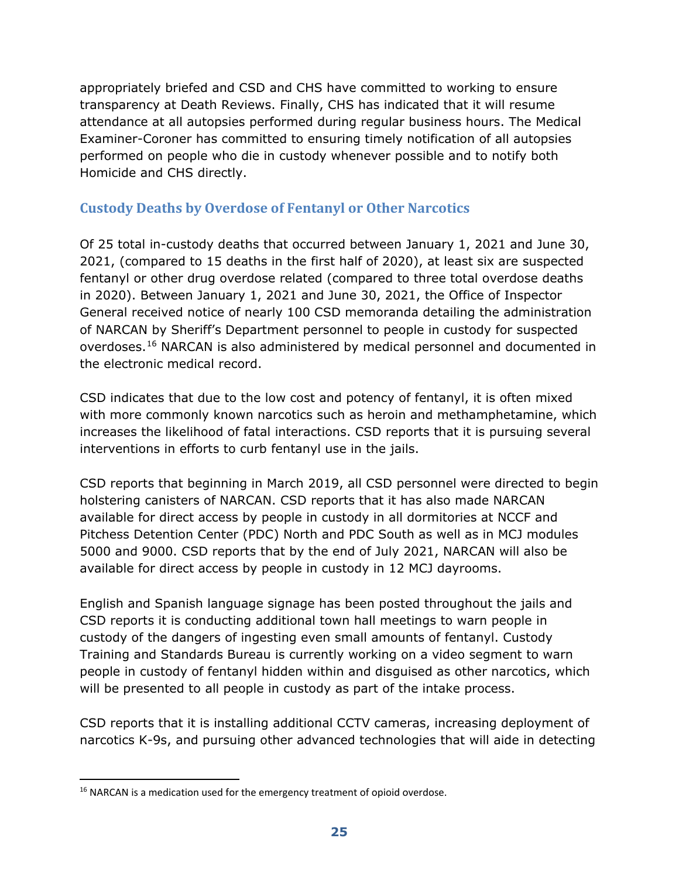appropriately briefed and CSD and CHS have committed to working to ensure transparency at Death Reviews. Finally, CHS has indicated that it will resume attendance at all autopsies performed during regular business hours. The Medical Examiner-Coroner has committed to ensuring timely notification of all autopsies performed on people who die in custody whenever possible and to notify both Homicide and CHS directly.

## Custody Deaths by Overdose of Fentanyl or Other Narcotics

Of 25 total in-custody deaths that occurred between January 1, 2021 and June 30, 2021, (compared to 15 deaths in the first half of 2020), at least six are suspected fentanyl or other drug overdose related (compared to three total overdose deaths in 2020). Between January 1, 2021 and June 30, 2021, the Office of Inspector General received notice of nearly 100 CSD memoranda detailing the administration of NARCAN by Sheriff's Department personnel to people in custody for suspected overdoses.[16] NARCAN is also administered by medical personnel and documented in the electronic medical record.

CSD indicates that due to the low cost and potency of fentanyl, it is often mixed with more commonly known narcotics such as heroin and methamphetamine, which increases the likelihood of fatal interactions. CSD reports that it is pursuing several interventions in efforts to curb fentanyl use in the jails.

CSD reports that beginning in March 2019, all CSD personnel were directed to begin holstering canisters of NARCAN. CSD reports that it has also made NARCAN available for direct access by people in custody in all dormitories at NCCF and Pitchess Detention Center (PDC) North and PDC South as well as in MCJ modules 5000 and 9000. CSD reports that by the end of July 2021, NARCAN will also be available for direct access by people in custody in 12 MCJ dayrooms.

English and Spanish language signage has been posted throughout the jails and CSD reports it is conducting additional town hall meetings to warn people in custody of the dangers of ingesting even small amounts of fentanyl. Custody Training and Standards Bureau is currently working on a video segment to warn people in custody of fentanyl hidden within and disguised as other narcotics, which will be presented to all people in custody as part of the intake process.

CSD reports that it is installing additional CCTV cameras, increasing deployment of narcotics K-9s, and pursuing other advanced technologies that will aide in detecting

---

[16] NARCAN is a medication used for the emergency treatment of opioid overdose.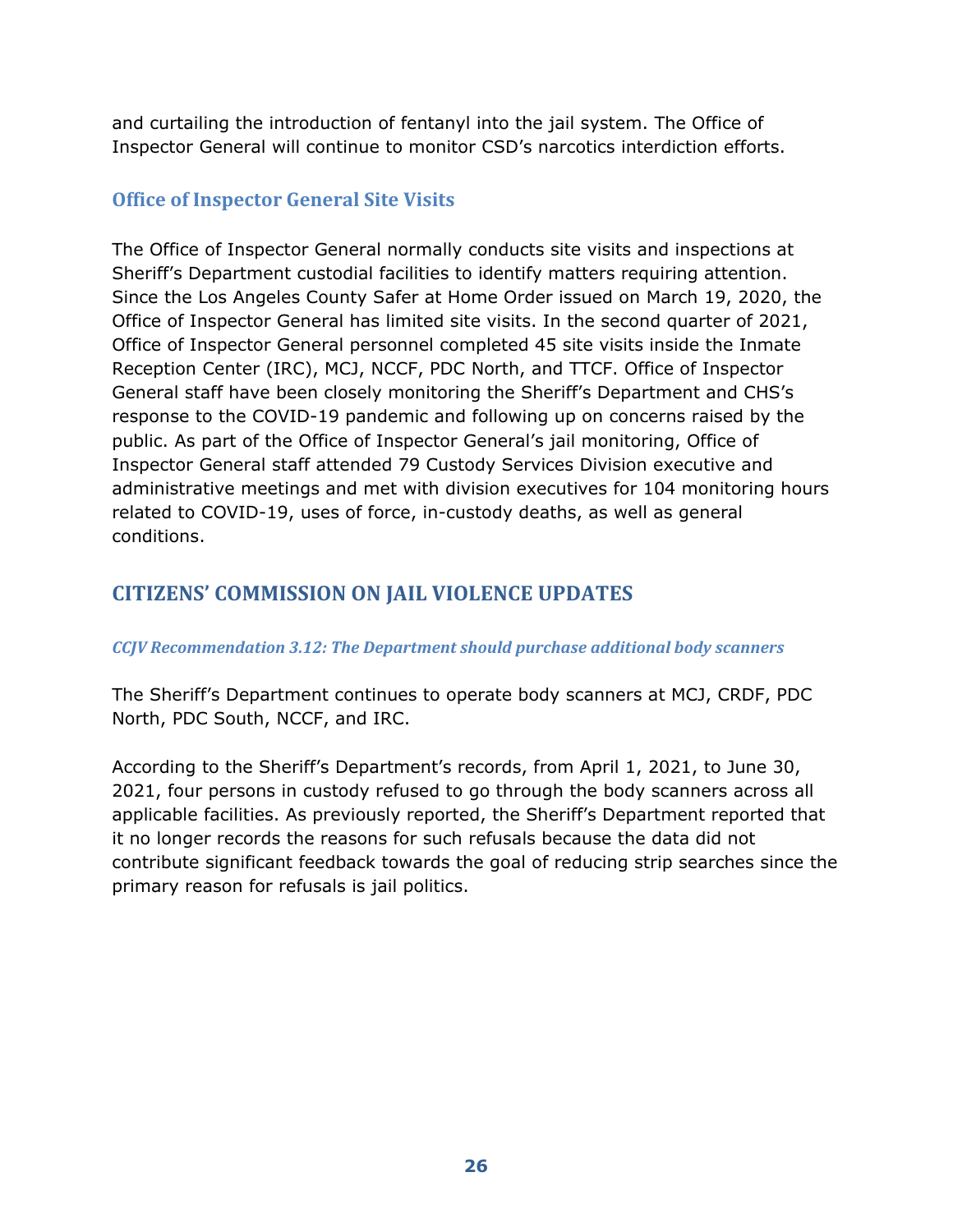and curtailing the introduction of fentanyl into the jail system. The Office of Inspector General will continue to monitor CSD's narcotics interdiction efforts.

### Office of Inspector General Site Visits

The Office of Inspector General normally conducts site visits and inspections at Sheriff's Department custodial facilities to identify matters requiring attention. Since the Los Angeles County Safer at Home Order issued on March 19, 2020, the Office of Inspector General has limited site visits. In the second quarter of 2021, Office of Inspector General personnel completed 45 site visits inside the Inmate Reception Center (IRC), MCJ, NCCF, PDC North, and TTCF. Office of Inspector General staff have been closely monitoring the Sheriff's Department and CHS's response to the COVID-19 pandemic and following up on concerns raised by the public. As part of the Office of Inspector General's jail monitoring, Office of Inspector General staff attended 79 Custody Services Division executive and administrative meetings and met with division executives for 104 monitoring hours related to COVID-19, uses of force, in-custody deaths, as well as general conditions.

## CITIZENS' COMMISSION ON JAIL VIOLENCE UPDATES

#### *CCJV Recommendation 3.12: The Department should purchase additional body scanners*

The Sheriff's Department continues to operate body scanners at MCJ, CRDF, PDC North, PDC South, NCCF, and IRC.

According to the Sheriff's Department's records, from April 1, 2021, to June 30, 2021, four persons in custody refused to go through the body scanners across all applicable facilities. As previously reported, the Sheriff's Department reported that it no longer records the reasons for such refusals because the data did not contribute significant feedback towards the goal of reducing strip searches since the primary reason for refusals is jail politics.